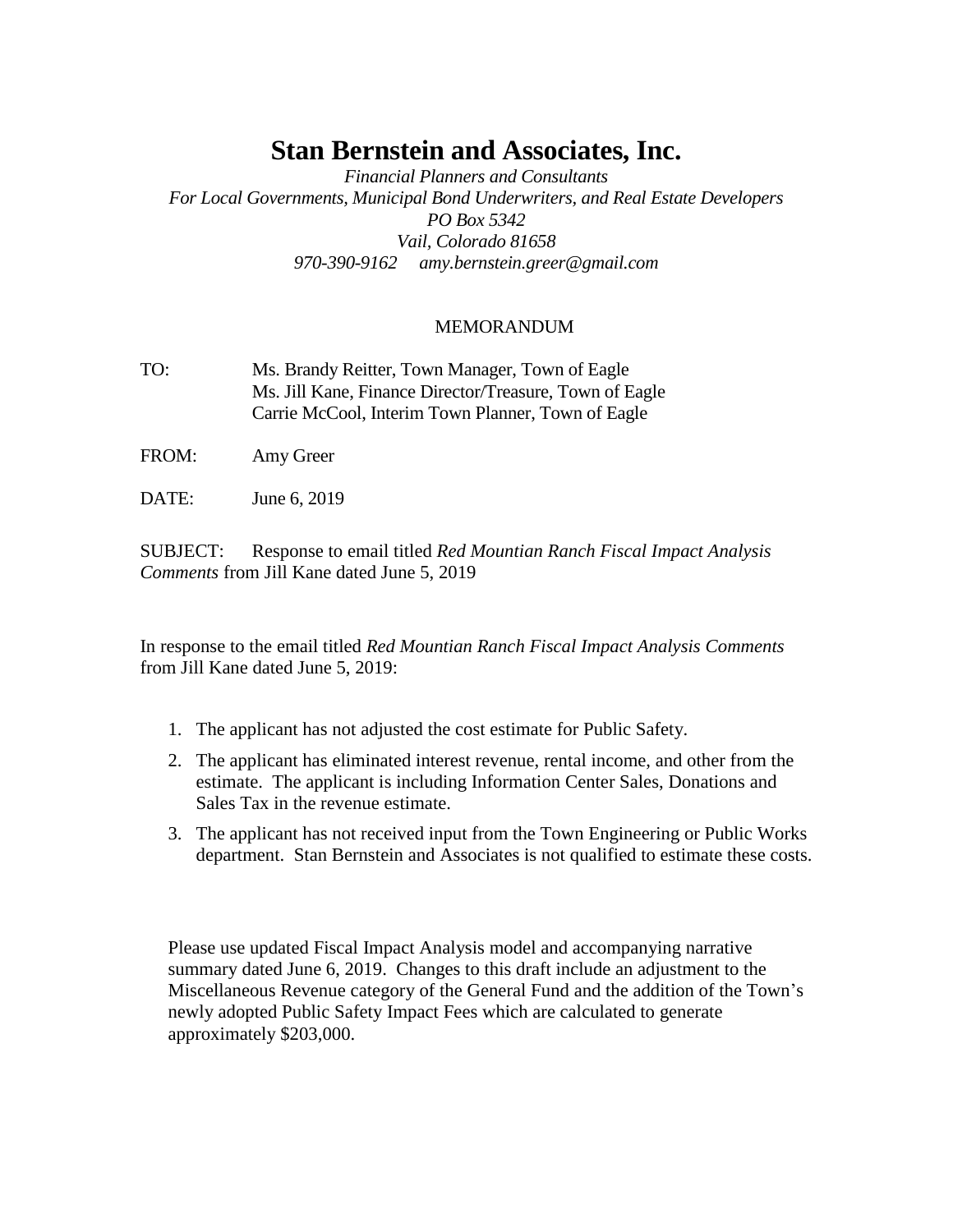# Stan Bernstein and Associates, Inc.

*Financial Planners and Consultants*
*For Local Governments, Municipal Bond Underwriters, and Real Estate Developers*
*PO Box 5342*
*Vail, Colorado 81658*
*970-390-9162     amy.bernstein.greer@gmail.com*

MEMORANDUM

TO: Ms. Brandy Reitter, Town Manager, Town of Eagle
Ms. Jill Kane, Finance Director/Treasure, Town of Eagle
Carrie McCool, Interim Town Planner, Town of Eagle

FROM: Amy Greer

DATE: June 6, 2019

SUBJECT: Response to email titled *Red Mountian Ranch Fiscal Impact Analysis Comments* from Jill Kane dated June 5, 2019

In response to the email titled *Red Mountian Ranch Fiscal Impact Analysis Comments* from Jill Kane dated June 5, 2019:

1. The applicant has not adjusted the cost estimate for Public Safety.
2. The applicant has eliminated interest revenue, rental income, and other from the estimate. The applicant is including Information Center Sales, Donations and Sales Tax in the revenue estimate.
3. The applicant has not received input from the Town Engineering or Public Works department. Stan Bernstein and Associates is not qualified to estimate these costs.

Please use updated Fiscal Impact Analysis model and accompanying narrative summary dated June 6, 2019. Changes to this draft include an adjustment to the Miscellaneous Revenue category of the General Fund and the addition of the Town's newly adopted Public Safety Impact Fees which are calculated to generate approximately $203,000.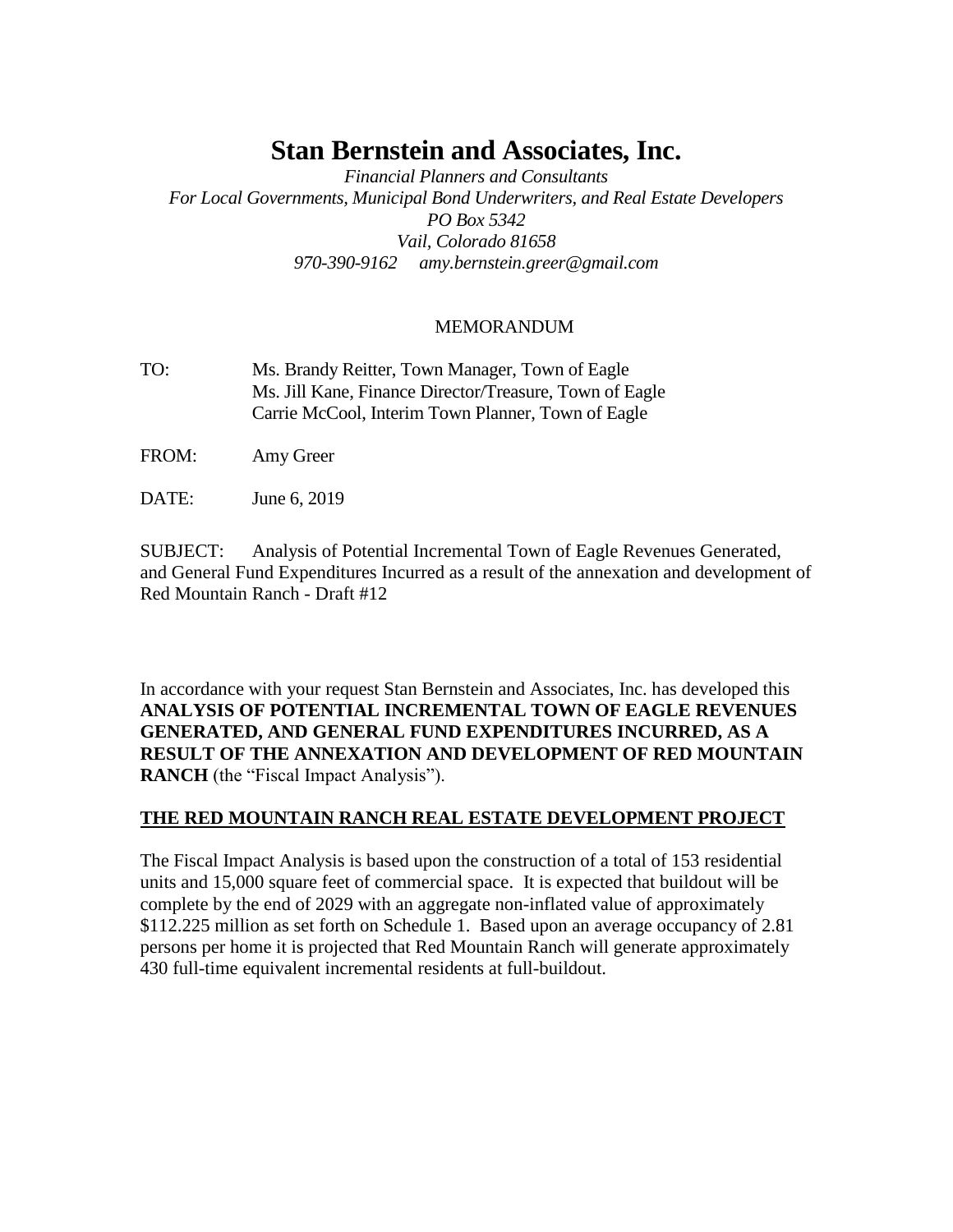# Stan Bernstein and Associates, Inc.

*Financial Planners and Consultants*
*For Local Governments, Municipal Bond Underwriters, and Real Estate Developers*
*PO Box 5342*
*Vail, Colorado 81658*
*970-390-9162     amy.bernstein.greer@gmail.com*

MEMORANDUM

TO: Ms. Brandy Reitter, Town Manager, Town of Eagle
Ms. Jill Kane, Finance Director/Treasure, Town of Eagle
Carrie McCool, Interim Town Planner, Town of Eagle

FROM: Amy Greer

DATE: June 6, 2019

SUBJECT: Analysis of Potential Incremental Town of Eagle Revenues Generated, and General Fund Expenditures Incurred as a result of the annexation and development of Red Mountain Ranch - Draft #12

In accordance with your request Stan Bernstein and Associates, Inc. has developed this **ANALYSIS OF POTENTIAL INCREMENTAL TOWN OF EAGLE REVENUES GENERATED, AND GENERAL FUND EXPENDITURES INCURRED, AS A RESULT OF THE ANNEXATION AND DEVELOPMENT OF RED MOUNTAIN RANCH** (the "Fiscal Impact Analysis").

## THE RED MOUNTAIN RANCH REAL ESTATE DEVELOPMENT PROJECT

The Fiscal Impact Analysis is based upon the construction of a total of 153 residential units and 15,000 square feet of commercial space. It is expected that buildout will be complete by the end of 2029 with an aggregate non-inflated value of approximately $112.225 million as set forth on Schedule 1. Based upon an average occupancy of 2.81 persons per home it is projected that Red Mountain Ranch will generate approximately 430 full-time equivalent incremental residents at full-buildout.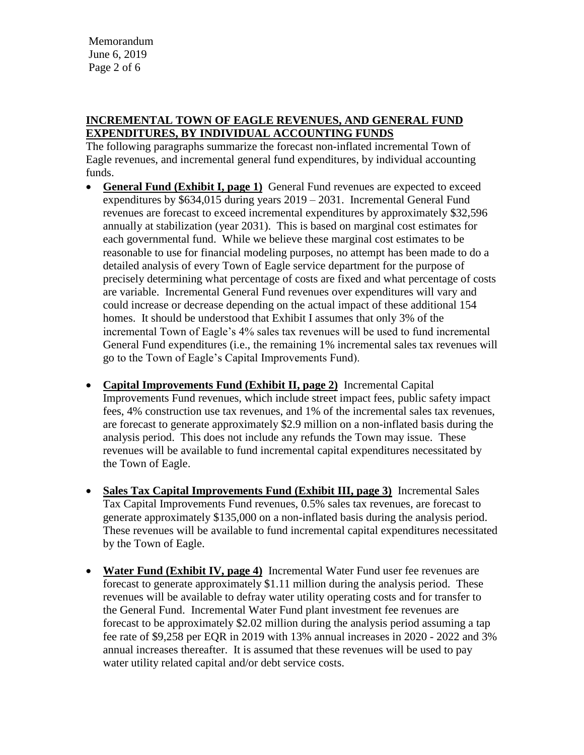## INCREMENTAL TOWN OF EAGLE REVENUES, AND GENERAL FUND EXPENDITURES, BY INDIVIDUAL ACCOUNTING FUNDS

The following paragraphs summarize the forecast non-inflated incremental Town of Eagle revenues, and incremental general fund expenditures, by individual accounting funds.

- **General Fund (Exhibit I, page 1)** General Fund revenues are expected to exceed expenditures by $634,015 during years 2019 – 2031. Incremental General Fund revenues are forecast to exceed incremental expenditures by approximately $32,596 annually at stabilization (year 2031). This is based on marginal cost estimates for each governmental fund. While we believe these marginal cost estimates to be reasonable to use for financial modeling purposes, no attempt has been made to do a detailed analysis of every Town of Eagle service department for the purpose of precisely determining what percentage of costs are fixed and what percentage of costs are variable. Incremental General Fund revenues over expenditures will vary and could increase or decrease depending on the actual impact of these additional 154 homes. It should be understood that Exhibit I assumes that only 3% of the incremental Town of Eagle's 4% sales tax revenues will be used to fund incremental General Fund expenditures (i.e., the remaining 1% incremental sales tax revenues will go to the Town of Eagle's Capital Improvements Fund).

- **Capital Improvements Fund (Exhibit II, page 2)** Incremental Capital Improvements Fund revenues, which include street impact fees, public safety impact fees, 4% construction use tax revenues, and 1% of the incremental sales tax revenues, are forecast to generate approximately $2.9 million on a non-inflated basis during the analysis period. This does not include any refunds the Town may issue. These revenues will be available to fund incremental capital expenditures necessitated by the Town of Eagle.

- **Sales Tax Capital Improvements Fund (Exhibit III, page 3)** Incremental Sales Tax Capital Improvements Fund revenues, 0.5% sales tax revenues, are forecast to generate approximately $135,000 on a non-inflated basis during the analysis period. These revenues will be available to fund incremental capital expenditures necessitated by the Town of Eagle.

- **Water Fund (Exhibit IV, page 4)** Incremental Water Fund user fee revenues are forecast to generate approximately $1.11 million during the analysis period. These revenues will be available to defray water utility operating costs and for transfer to the General Fund. Incremental Water Fund plant investment fee revenues are forecast to be approximately $2.02 million during the analysis period assuming a tap fee rate of $9,258 per EQR in 2019 with 13% annual increases in 2020 - 2022 and 3% annual increases thereafter. It is assumed that these revenues will be used to pay water utility related capital and/or debt service costs.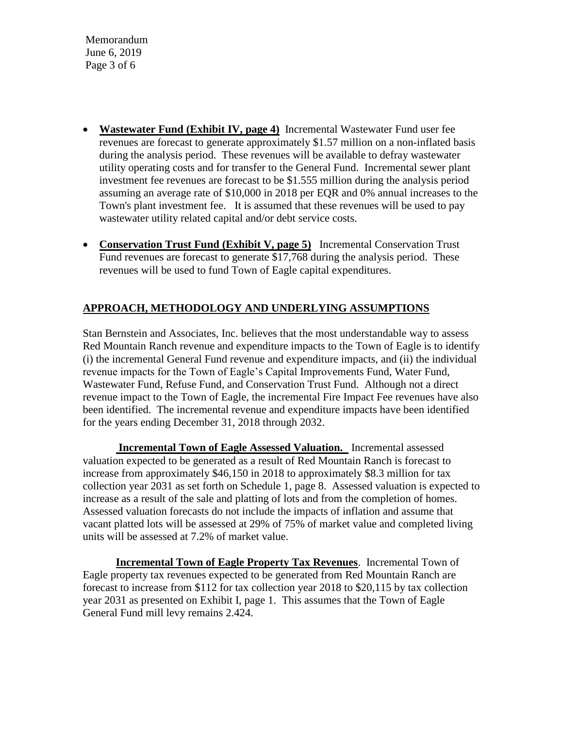- **Wastewater Fund (Exhibit IV, page 4)** Incremental Wastewater Fund user fee revenues are forecast to generate approximately $1.57 million on a non-inflated basis during the analysis period. These revenues will be available to defray wastewater utility operating costs and for transfer to the General Fund. Incremental sewer plant investment fee revenues are forecast to be $1.555 million during the analysis period assuming an average rate of $10,000 in 2018 per EQR and 0% annual increases to the Town's plant investment fee. It is assumed that these revenues will be used to pay wastewater utility related capital and/or debt service costs.

- **Conservation Trust Fund (Exhibit V, page 5)** Incremental Conservation Trust Fund revenues are forecast to generate $17,768 during the analysis period. These revenues will be used to fund Town of Eagle capital expenditures.

## APPROACH, METHODOLOGY AND UNDERLYING ASSUMPTIONS

Stan Bernstein and Associates, Inc. believes that the most understandable way to assess Red Mountain Ranch revenue and expenditure impacts to the Town of Eagle is to identify (i) the incremental General Fund revenue and expenditure impacts, and (ii) the individual revenue impacts for the Town of Eagle's Capital Improvements Fund, Water Fund, Wastewater Fund, Refuse Fund, and Conservation Trust Fund. Although not a direct revenue impact to the Town of Eagle, the incremental Fire Impact Fee revenues have also been identified. The incremental revenue and expenditure impacts have been identified for the years ending December 31, 2018 through 2032.

**Incremental Town of Eagle Assessed Valuation.** Incremental assessed valuation expected to be generated as a result of Red Mountain Ranch is forecast to increase from approximately $46,150 in 2018 to approximately $8.3 million for tax collection year 2031 as set forth on Schedule 1, page 8. Assessed valuation is expected to increase as a result of the sale and platting of lots and from the completion of homes. Assessed valuation forecasts do not include the impacts of inflation and assume that vacant platted lots will be assessed at 29% of 75% of market value and completed living units will be assessed at 7.2% of market value.

**Incremental Town of Eagle Property Tax Revenues**. Incremental Town of Eagle property tax revenues expected to be generated from Red Mountain Ranch are forecast to increase from $112 for tax collection year 2018 to $20,115 by tax collection year 2031 as presented on Exhibit I, page 1. This assumes that the Town of Eagle General Fund mill levy remains 2.424.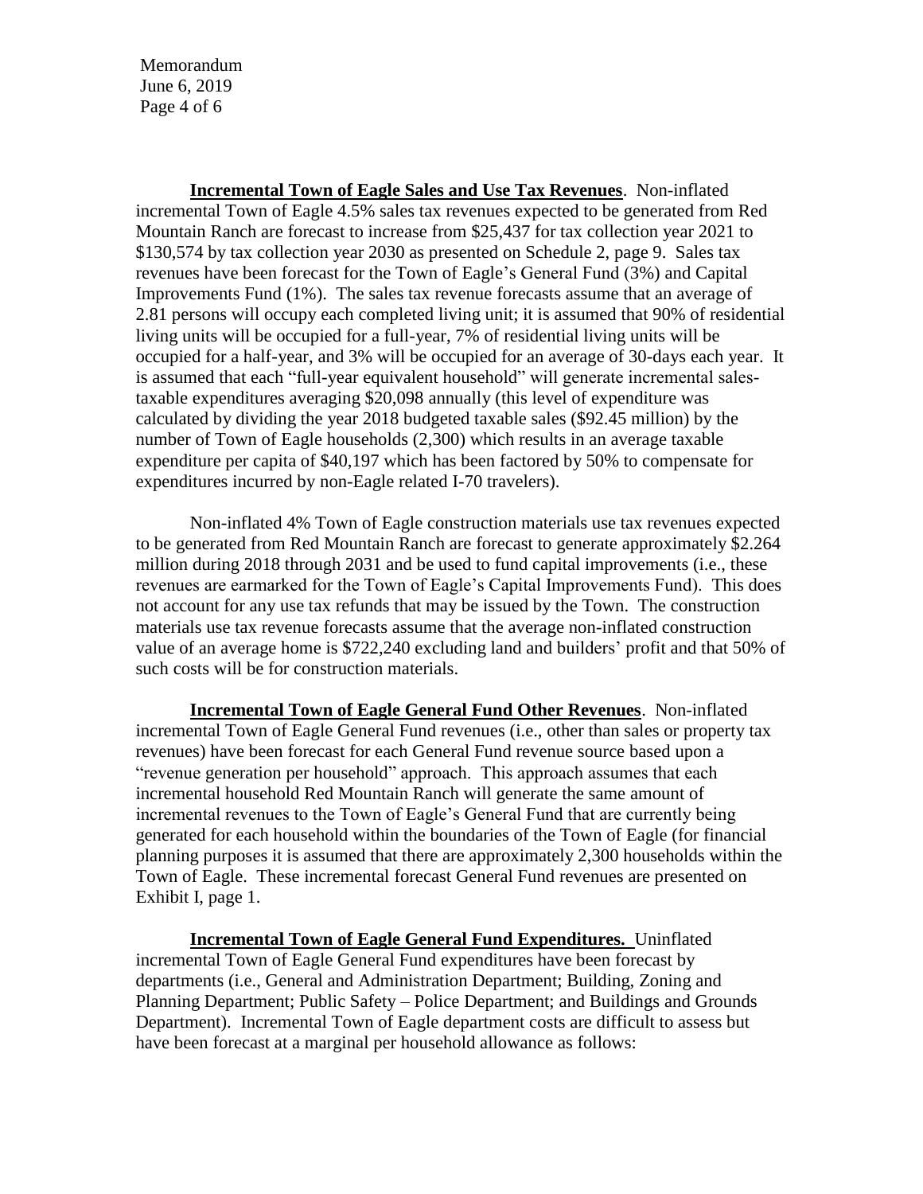**Incremental Town of Eagle Sales and Use Tax Revenues**. Non-inflated incremental Town of Eagle 4.5% sales tax revenues expected to be generated from Red Mountain Ranch are forecast to increase from $25,437 for tax collection year 2021 to $130,574 by tax collection year 2030 as presented on Schedule 2, page 9. Sales tax revenues have been forecast for the Town of Eagle's General Fund (3%) and Capital Improvements Fund (1%). The sales tax revenue forecasts assume that an average of 2.81 persons will occupy each completed living unit; it is assumed that 90% of residential living units will be occupied for a full-year, 7% of residential living units will be occupied for a half-year, and 3% will be occupied for an average of 30-days each year. It is assumed that each "full-year equivalent household" will generate incremental sales-taxable expenditures averaging $20,098 annually (this level of expenditure was calculated by dividing the year 2018 budgeted taxable sales ($92.45 million) by the number of Town of Eagle households (2,300) which results in an average taxable expenditure per capita of $40,197 which has been factored by 50% to compensate for expenditures incurred by non-Eagle related I-70 travelers).

Non-inflated 4% Town of Eagle construction materials use tax revenues expected to be generated from Red Mountain Ranch are forecast to generate approximately $2.264 million during 2018 through 2031 and be used to fund capital improvements (i.e., these revenues are earmarked for the Town of Eagle's Capital Improvements Fund). This does not account for any use tax refunds that may be issued by the Town. The construction materials use tax revenue forecasts assume that the average non-inflated construction value of an average home is $722,240 excluding land and builders' profit and that 50% of such costs will be for construction materials.

**Incremental Town of Eagle General Fund Other Revenues**. Non-inflated incremental Town of Eagle General Fund revenues (i.e., other than sales or property tax revenues) have been forecast for each General Fund revenue source based upon a "revenue generation per household" approach. This approach assumes that each incremental household Red Mountain Ranch will generate the same amount of incremental revenues to the Town of Eagle's General Fund that are currently being generated for each household within the boundaries of the Town of Eagle (for financial planning purposes it is assumed that there are approximately 2,300 households within the Town of Eagle. These incremental forecast General Fund revenues are presented on Exhibit I, page 1.

**Incremental Town of Eagle General Fund Expenditures.** Uninflated incremental Town of Eagle General Fund expenditures have been forecast by departments (i.e., General and Administration Department; Building, Zoning and Planning Department; Public Safety – Police Department; and Buildings and Grounds Department). Incremental Town of Eagle department costs are difficult to assess but have been forecast at a marginal per household allowance as follows: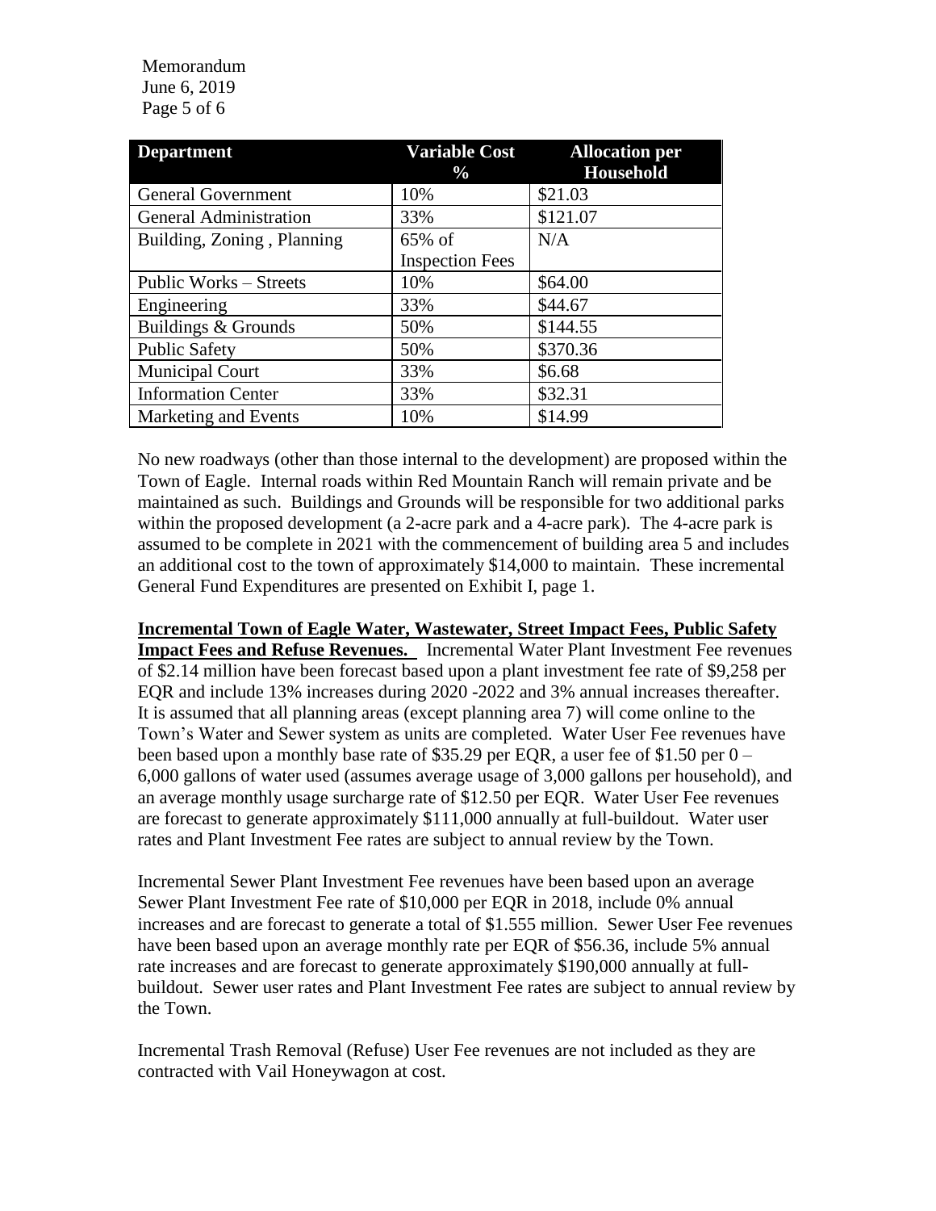| Department | Variable Cost % | Allocation per Household |
|---|---|---|
| General Government | 10% | $21.03 |
| General Administration | 33% | $121.07 |
| Building, Zoning , Planning | 65% of Inspection Fees | N/A |
| Public Works – Streets | 10% | $64.00 |
| Engineering | 33% | $44.67 |
| Buildings & Grounds | 50% | $144.55 |
| Public Safety | 50% | $370.36 |
| Municipal Court | 33% | $6.68 |
| Information Center | 33% | $32.31 |
| Marketing and Events | 10% | $14.99 |

No new roadways (other than those internal to the development) are proposed within the Town of Eagle. Internal roads within Red Mountain Ranch will remain private and be maintained as such. Buildings and Grounds will be responsible for two additional parks within the proposed development (a 2-acre park and a 4-acre park). The 4-acre park is assumed to be complete in 2021 with the commencement of building area 5 and includes an additional cost to the town of approximately $14,000 to maintain. These incremental General Fund Expenditures are presented on Exhibit I, page 1.

**Incremental Town of Eagle Water, Wastewater, Street Impact Fees, Public Safety Impact Fees and Refuse Revenues.** Incremental Water Plant Investment Fee revenues of $2.14 million have been forecast based upon a plant investment fee rate of $9,258 per EQR and include 13% increases during 2020 -2022 and 3% annual increases thereafter. It is assumed that all planning areas (except planning area 7) will come online to the Town's Water and Sewer system as units are completed. Water User Fee revenues have been based upon a monthly base rate of $35.29 per EQR, a user fee of $1.50 per 0 – 6,000 gallons of water used (assumes average usage of 3,000 gallons per household), and an average monthly usage surcharge rate of $12.50 per EQR. Water User Fee revenues are forecast to generate approximately $111,000 annually at full-buildout. Water user rates and Plant Investment Fee rates are subject to annual review by the Town.

Incremental Sewer Plant Investment Fee revenues have been based upon an average Sewer Plant Investment Fee rate of $10,000 per EQR in 2018, include 0% annual increases and are forecast to generate a total of $1.555 million. Sewer User Fee revenues have been based upon an average monthly rate per EQR of $56.36, include 5% annual rate increases and are forecast to generate approximately $190,000 annually at full-buildout. Sewer user rates and Plant Investment Fee rates are subject to annual review by the Town.

Incremental Trash Removal (Refuse) User Fee revenues are not included as they are contracted with Vail Honeywagon at cost.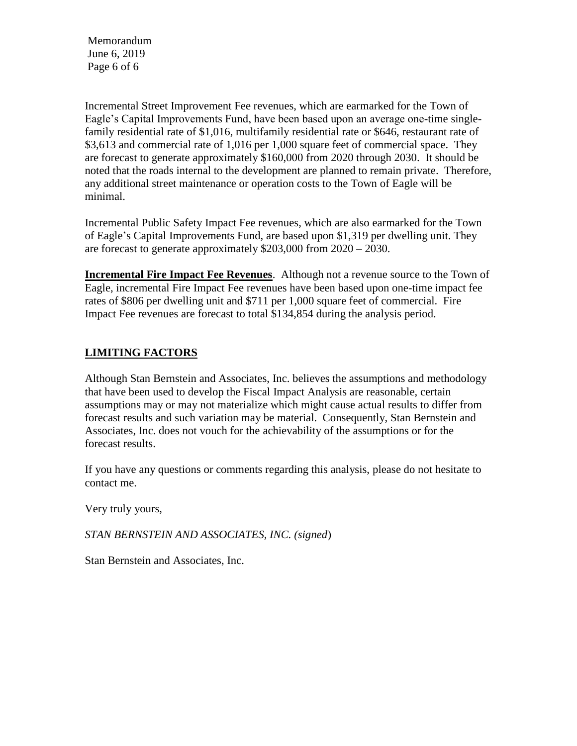Incremental Street Improvement Fee revenues, which are earmarked for the Town of Eagle's Capital Improvements Fund, have been based upon an average one-time single-family residential rate of $1,016, multifamily residential rate or $646, restaurant rate of $3,613 and commercial rate of 1,016 per 1,000 square feet of commercial space. They are forecast to generate approximately $160,000 from 2020 through 2030. It should be noted that the roads internal to the development are planned to remain private. Therefore, any additional street maintenance or operation costs to the Town of Eagle will be minimal.

Incremental Public Safety Impact Fee revenues, which are also earmarked for the Town of Eagle's Capital Improvements Fund, are based upon $1,319 per dwelling unit. They are forecast to generate approximately $203,000 from 2020 – 2030.

**Incremental Fire Impact Fee Revenues**. Although not a revenue source to the Town of Eagle, incremental Fire Impact Fee revenues have been based upon one-time impact fee rates of $806 per dwelling unit and $711 per 1,000 square feet of commercial. Fire Impact Fee revenues are forecast to total $134,854 during the analysis period.

## LIMITING FACTORS

Although Stan Bernstein and Associates, Inc. believes the assumptions and methodology that have been used to develop the Fiscal Impact Analysis are reasonable, certain assumptions may or may not materialize which might cause actual results to differ from forecast results and such variation may be material. Consequently, Stan Bernstein and Associates, Inc. does not vouch for the achievability of the assumptions or for the forecast results.

If you have any questions or comments regarding this analysis, please do not hesitate to contact me.

Very truly yours,

*STAN BERNSTEIN AND ASSOCIATES, INC. (signed*)

Stan Bernstein and Associates, Inc.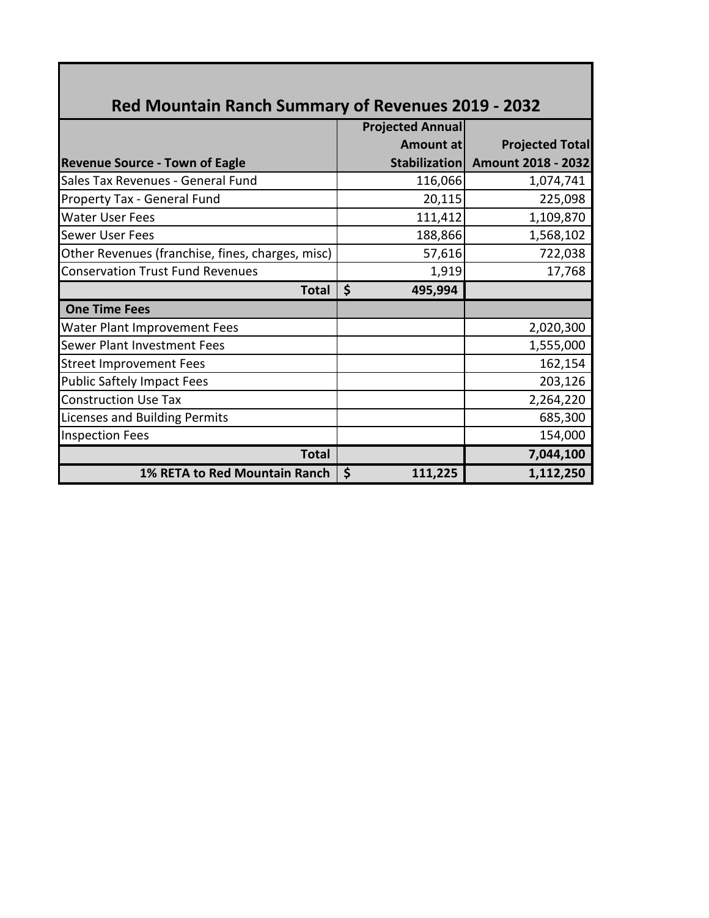## Red Mountain Ranch Summary of Revenues 2019 - 2032

| Revenue Source - Town of Eagle | Projected Annual Amount at Stabilization | Projected Total Amount 2018 - 2032 |
|---|---|---|
| Sales Tax Revenues - General Fund | 116,066 | 1,074,741 |
| Property Tax - General Fund | 20,115 | 225,098 |
| Water User Fees | 111,412 | 1,109,870 |
| Sewer User Fees | 188,866 | 1,568,102 |
| Other Revenues (franchise, fines, charges, misc) | 57,616 | 722,038 |
| Conservation Trust Fund Revenues | 1,919 | 17,768 |
| **Total** | **$ 495,994** | |
| **One Time Fees** | | |
| Water Plant Improvement Fees | | 2,020,300 |
| Sewer Plant Investment Fees | | 1,555,000 |
| Street Improvement Fees | | 162,154 |
| Public Saftely Impact Fees | | 203,126 |
| Construction Use Tax | | 2,264,220 |
| Licenses and Building Permits | | 685,300 |
| Inspection Fees | | 154,000 |
| **Total** | | **7,044,100** |
| **1% RETA to Red Mountain Ranch** | **$ 111,225** | **1,112,250** |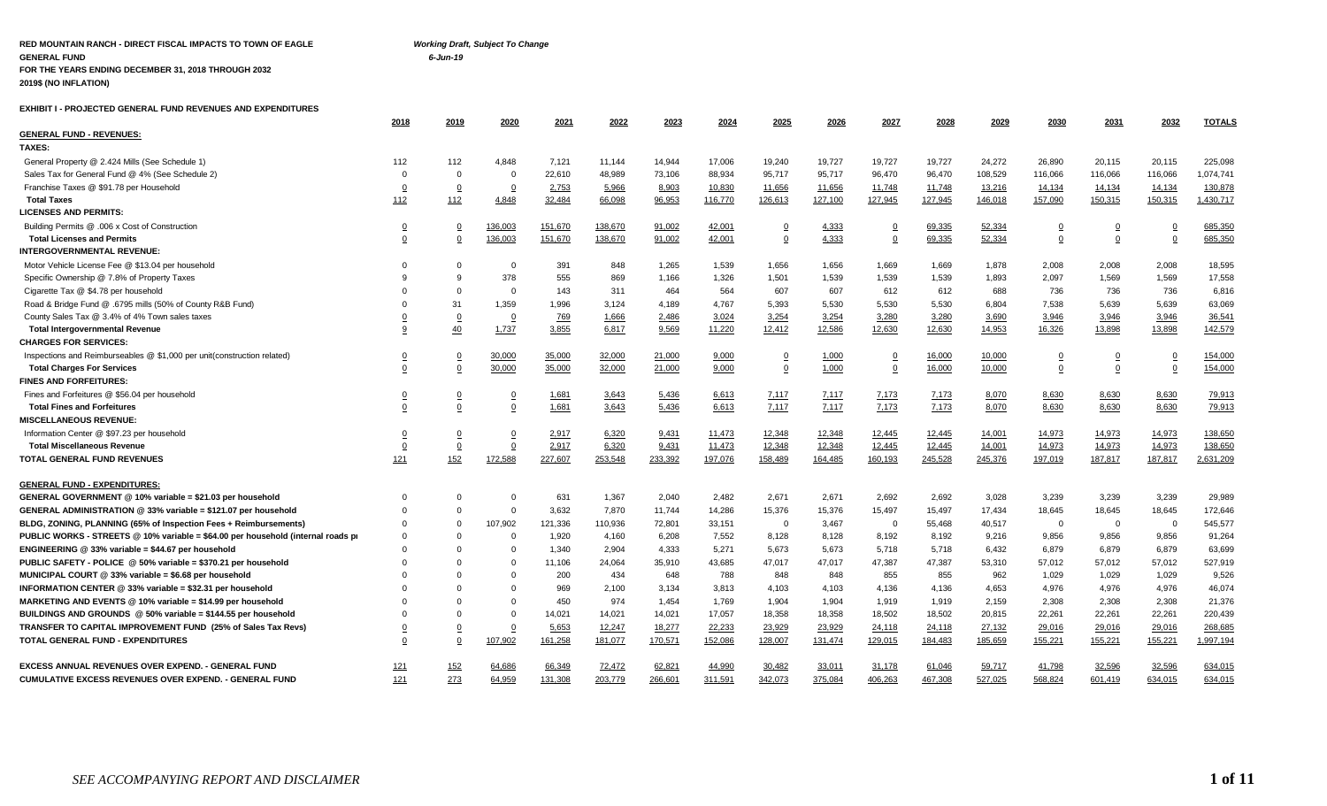**RED MOUNTAIN RANCH - DIRECT FISCAL IMPACTS TO TOWN OF EAGLE** *Working Draft, Subject To Change*

**GENERAL FUND** *6-Jun-19*

**FOR THE YEARS ENDING DECEMBER 31, 2018 THROUGH 2032**

**2019$ (NO INFLATION)**

**EXHIBIT I - PROJECTED GENERAL FUND REVENUES AND EXPENDITURES**

| | 2018 | 2019 | 2020 | 2021 | 2022 | 2023 | 2024 | 2025 | 2026 | 2027 | 2028 | 2029 | 2030 | 2031 | 2032 | TOTALS |
|---|---|---|---|---|---|---|---|---|---|---|---|---|---|---|---|---|
| **GENERAL FUND - REVENUES:** | | | | | | | | | | | | | | | | |
| **TAXES:** | | | | | | | | | | | | | | | | |
| General Property @ 2.424 Mills (See Schedule 1) | 112 | 112 | 4,848 | 7,121 | 11,144 | 14,944 | 17,006 | 19,240 | 19,727 | 19,727 | 19,727 | 24,272 | 26,890 | 20,115 | 20,115 | 225,098 |
| Sales Tax for General Fund @ 4% (See Schedule 2) | 0 | 0 | 0 | 22,610 | 48,989 | 73,106 | 88,934 | 95,717 | 95,717 | 96,470 | 96,470 | 108,529 | 116,066 | 116,066 | 116,066 | 1,074,741 |
| Franchise Taxes @ $91.78 per Household | 0 | 0 | 0 | 2,753 | 5,966 | 8,903 | 10,830 | 11,656 | 11,656 | 11,748 | 11,748 | 13,216 | 14,134 | 14,134 | 14,134 | 130,878 |
| **Total Taxes** | 112 | 112 | 4,848 | 32,484 | 66,098 | 96,953 | 116,770 | 126,613 | 127,100 | 127,945 | 127,945 | 146,018 | 157,090 | 150,315 | 150,315 | 1,430,717 |
| **LICENSES AND PERMITS:** | | | | | | | | | | | | | | | | |
| Building Permits @ .006 x Cost of Construction | 0 | 0 | 136,003 | 151,670 | 138,670 | 91,002 | 42,001 | 0 | 4,333 | 0 | 69,335 | 52,334 | 0 | 0 | 0 | 685,350 |
| **Total Licenses and Permits** | 0 | 0 | 136,003 | 151,670 | 138,670 | 91,002 | 42,001 | 0 | 4,333 | 0 | 69,335 | 52,334 | 0 | 0 | 0 | 685,350 |
| **INTERGOVERNMENTAL REVENUE:** | | | | | | | | | | | | | | | | |
| Motor Vehicle License Fee @ $13.04 per household | 0 | 0 | 0 | 391 | 848 | 1,265 | 1,539 | 1,656 | 1,656 | 1,669 | 1,669 | 1,878 | 2,008 | 2,008 | 2,008 | 18,595 |
| Specific Ownership @ 7.8% of Property Taxes | 9 | 9 | 378 | 555 | 869 | 1,166 | 1,326 | 1,501 | 1,539 | 1,539 | 1,539 | 1,893 | 2,097 | 1,569 | 1,569 | 17,558 |
| Cigarette Tax @ $4.78 per household | 0 | 0 | 0 | 143 | 311 | 464 | 564 | 607 | 607 | 612 | 612 | 688 | 736 | 736 | 736 | 6,816 |
| Road & Bridge Fund @ .6795 mills (50% of County R&B Fund) | 0 | 31 | 1,359 | 1,996 | 3,124 | 4,189 | 4,767 | 5,393 | 5,530 | 5,530 | 5,530 | 6,804 | 7,538 | 5,639 | 5,639 | 63,069 |
| County Sales Tax @ 3.4% of 4% Town sales taxes | 0 | 0 | 0 | 769 | 1,666 | 2,486 | 3,024 | 3,254 | 3,254 | 3,280 | 3,280 | 3,690 | 3,946 | 3,946 | 3,946 | 36,541 |
| **Total Intergovernmental Revenue** | 9 | 40 | 1,737 | 3,855 | 6,817 | 9,569 | 11,220 | 12,412 | 12,586 | 12,630 | 12,630 | 14,953 | 16,326 | 13,898 | 13,898 | 142,579 |
| **CHARGES FOR SERVICES:** | | | | | | | | | | | | | | | | |
| Inspections and Reimburseables @ $1,000 per unit(construction related) | 0 | 0 | 30,000 | 35,000 | 32,000 | 21,000 | 9,000 | 0 | 1,000 | 0 | 16,000 | 10,000 | 0 | 0 | 0 | 154,000 |
| **Total Charges For Services** | 0 | 0 | 30,000 | 35,000 | 32,000 | 21,000 | 9,000 | 0 | 1,000 | 0 | 16,000 | 10,000 | 0 | 0 | 0 | 154,000 |
| **FINES AND FORFEITURES:** | | | | | | | | | | | | | | | | |
| Fines and Forfeitures @ $56.04 per household | 0 | 0 | 0 | 1,681 | 3,643 | 5,436 | 6,613 | 7,117 | 7,117 | 7,173 | 7,173 | 8,070 | 8,630 | 8,630 | 8,630 | 79,913 |
| **Total Fines and Forfeitures** | 0 | 0 | 0 | 1,681 | 3,643 | 5,436 | 6,613 | 7,117 | 7,117 | 7,173 | 7,173 | 8,070 | 8,630 | 8,630 | 8,630 | 79,913 |
| **MISCELLANEOUS REVENUE:** | | | | | | | | | | | | | | | | |
| Information Center @ $97.23 per household | 0 | 0 | 0 | 2,917 | 6,320 | 9,431 | 11,473 | 12,348 | 12,348 | 12,445 | 12,445 | 14,001 | 14,973 | 14,973 | 14,973 | 138,650 |
| **Total Miscellaneous Revenue** | 0 | 0 | 0 | 2,917 | 6,320 | 9,431 | 11,473 | 12,348 | 12,348 | 12,445 | 12,445 | 14,001 | 14,973 | 14,973 | 14,973 | 138,650 |
| **TOTAL GENERAL FUND REVENUES** | 121 | 152 | 172,588 | 227,607 | 253,548 | 233,392 | 197,076 | 158,489 | 164,485 | 160,193 | 245,528 | 245,376 | 197,019 | 187,817 | 187,817 | 2,631,209 |
| | | | | | | | | | | | | | | | | |
| **GENERAL FUND - EXPENDITURES:** | | | | | | | | | | | | | | | | |
| **GENERAL GOVERNMENT @ 10% variable = $21.03 per household** | 0 | 0 | 0 | 631 | 1,367 | 2,040 | 2,482 | 2,671 | 2,671 | 2,692 | 2,692 | 3,028 | 3,239 | 3,239 | 3,239 | 29,989 |
| **GENERAL ADMINISTRATION @ 33% variable = $121.07 per household** | 0 | 0 | 0 | 3,632 | 7,870 | 11,744 | 14,286 | 15,376 | 15,376 | 15,497 | 15,497 | 17,434 | 18,645 | 18,645 | 18,645 | 172,646 |
| **BLDG, ZONING, PLANNING (65% of Inspection Fees + Reimbursements)** | 0 | 0 | 107,902 | 121,336 | 110,936 | 72,801 | 33,151 | 0 | 3,467 | 0 | 55,468 | 40,517 | 0 | 0 | 0 | 545,577 |
| **PUBLIC WORKS - STREETS @ 10% variable = $64.00 per household (internal roads pi** | 0 | 0 | 0 | 1,920 | 4,160 | 6,208 | 7,552 | 8,128 | 8,128 | 8,192 | 8,192 | 9,216 | 9,856 | 9,856 | 9,856 | 91,264 |
| **ENGINEERING @ 33% variable = $44.67 per household** | 0 | 0 | 0 | 1,340 | 2,904 | 4,333 | 5,271 | 5,673 | 5,673 | 5,718 | 5,718 | 6,432 | 6,879 | 6,879 | 6,879 | 63,699 |
| **PUBLIC SAFETY - POLICE @ 50% variable = $370.21 per household** | 0 | 0 | 0 | 11,106 | 24,064 | 35,910 | 43,685 | 47,017 | 47,017 | 47,387 | 47,387 | 53,310 | 57,012 | 57,012 | 57,012 | 527,919 |
| **MUNICIPAL COURT @ 33% variable = $6.68 per household** | 0 | 0 | 0 | 200 | 434 | 648 | 788 | 848 | 848 | 855 | 855 | 962 | 1,029 | 1,029 | 1,029 | 9,526 |
| **INFORMATION CENTER @ 33% variable = $32.31 per household** | 0 | 0 | 0 | 969 | 2,100 | 3,134 | 3,813 | 4,103 | 4,103 | 4,136 | 4,136 | 4,653 | 4,976 | 4,976 | 4,976 | 46,074 |
| **MARKETING AND EVENTS @ 10% variable = $14.99 per household** | 0 | 0 | 0 | 450 | 974 | 1,454 | 1,769 | 1,904 | 1,904 | 1,919 | 1,919 | 2,159 | 2,308 | 2,308 | 2,308 | 21,376 |
| **BUILDINGS AND GROUNDS @ 50% variable = $144.55 per household** | 0 | 0 | 0 | 14,021 | 14,021 | 14,021 | 17,057 | 18,358 | 18,358 | 18,502 | 18,502 | 20,815 | 22,261 | 22,261 | 22,261 | 220,439 |
| **TRANSFER TO CAPITAL IMPROVEMENT FUND (25% of Sales Tax Revs)** | 0 | 0 | 0 | 5,653 | 12,247 | 18,277 | 22,233 | 23,929 | 23,929 | 24,118 | 24,118 | 27,132 | 29,016 | 29,016 | 29,016 | 268,685 |
| **TOTAL GENERAL FUND - EXPENDITURES** | 0 | 0 | 107,902 | 161,258 | 181,077 | 170,571 | 152,086 | 128,007 | 131,474 | 129,015 | 184,483 | 185,659 | 155,221 | 155,221 | 155,221 | 1,997,194 |
| | | | | | | | | | | | | | | | | |
| **EXCESS ANNUAL REVENUES OVER EXPEND. - GENERAL FUND** | 121 | 152 | 64,686 | 66,349 | 72,472 | 62,821 | 44,990 | 30,482 | 33,011 | 31,178 | 61,046 | 59,717 | 41,798 | 32,596 | 32,596 | 634,015 |
| **CUMULATIVE EXCESS REVENUES OVER EXPEND. - GENERAL FUND** | 121 | 273 | 64,959 | 131,308 | 203,779 | 266,601 | 311,591 | 342,073 | 375,084 | 406,263 | 467,308 | 527,025 | 568,824 | 601,419 | 634,015 | 634,015 |

*SEE ACCOMPANYING REPORT AND DISCLAIMER*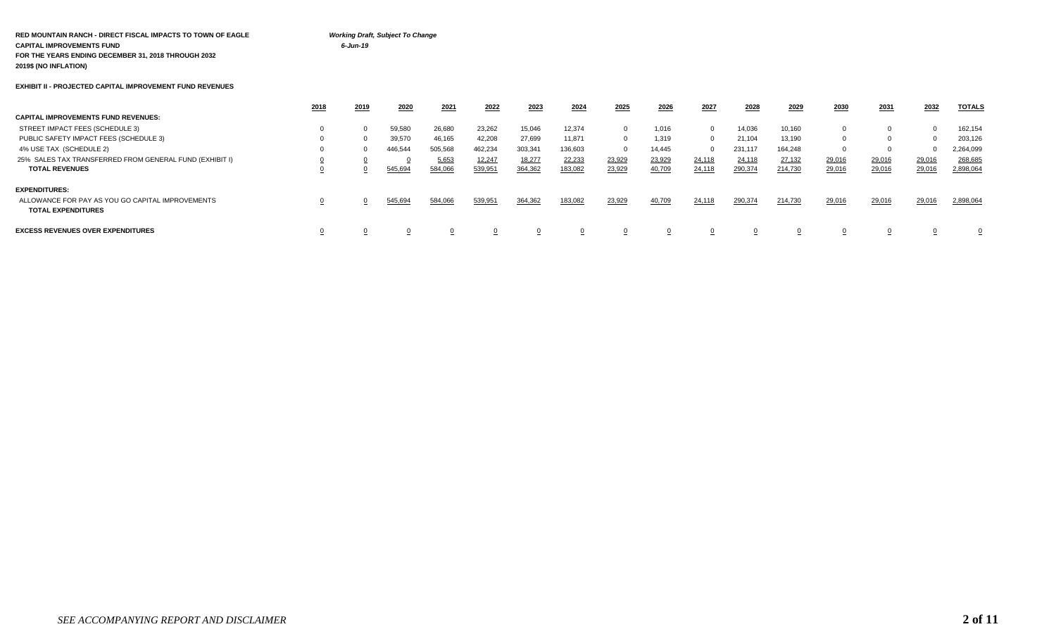**RED MOUNTAIN RANCH - DIRECT FISCAL IMPACTS TO TOWN OF EAGLE** *Working Draft, Subject To Change*
**CAPITAL IMPROVEMENTS FUND** *6-Jun-19*
**FOR THE YEARS ENDING DECEMBER 31, 2018 THROUGH 2032**
**2019$ (NO INFLATION)**

**EXHIBIT II - PROJECTED CAPITAL IMPROVEMENT FUND REVENUES**

| | 2018 | 2019 | 2020 | 2021 | 2022 | 2023 | 2024 | 2025 | 2026 | 2027 | 2028 | 2029 | 2030 | 2031 | 2032 | TOTALS |
|---|---|---|---|---|---|---|---|---|---|---|---|---|---|---|---|---|
| **CAPITAL IMPROVEMENTS FUND REVENUES:** | | | | | | | | | | | | | | | | |
| STREET IMPACT FEES (SCHEDULE 3) | 0 | 0 | 59,580 | 26,680 | 23,262 | 15,046 | 12,374 | 0 | 1,016 | 0 | 14,036 | 10,160 | 0 | 0 | 0 | 162,154 |
| PUBLIC SAFETY IMPACT FEES (SCHEDULE 3) | 0 | 0 | 39,570 | 46,165 | 42,208 | 27,699 | 11,871 | 0 | 1,319 | 0 | 21,104 | 13,190 | 0 | 0 | 0 | 203,126 |
| 4% USE TAX (SCHEDULE 2) | 0 | 0 | 446,544 | 505,568 | 462,234 | 303,341 | 136,603 | 0 | 14,445 | 0 | 231,117 | 164,248 | 0 | 0 | 0 | 2,264,099 |
| 25% SALES TAX TRANSFERRED FROM GENERAL FUND (EXHIBIT I) | 0 | 0 | 0 | 5,653 | 12,247 | 18,277 | 22,233 | 23,929 | 23,929 | 24,118 | 24,118 | 27,132 | 29,016 | 29,016 | 29,016 | 268,685 |
| **TOTAL REVENUES** | 0 | 0 | 545,694 | 584,066 | 539,951 | 364,362 | 183,082 | 23,929 | 40,709 | 24,118 | 290,374 | 214,730 | 29,016 | 29,016 | 29,016 | 2,898,064 |
| **EXPENDITURES:** | | | | | | | | | | | | | | | | |
| ALLOWANCE FOR PAY AS YOU GO CAPITAL IMPROVEMENTS | 0 | 0 | 545,694 | 584,066 | 539,951 | 364,362 | 183,082 | 23,929 | 40,709 | 24,118 | 290,374 | 214,730 | 29,016 | 29,016 | 29,016 | 2,898,064 |
| **TOTAL EXPENDITURES** | | | | | | | | | | | | | | | | |
| **EXCESS REVENUES OVER EXPENDITURES** | 0 | 0 | 0 | 0 | 0 | 0 | 0 | 0 | 0 | 0 | 0 | 0 | 0 | 0 | 0 | 0 |

*SEE ACCOMPANYING REPORT AND DISCLAIMER*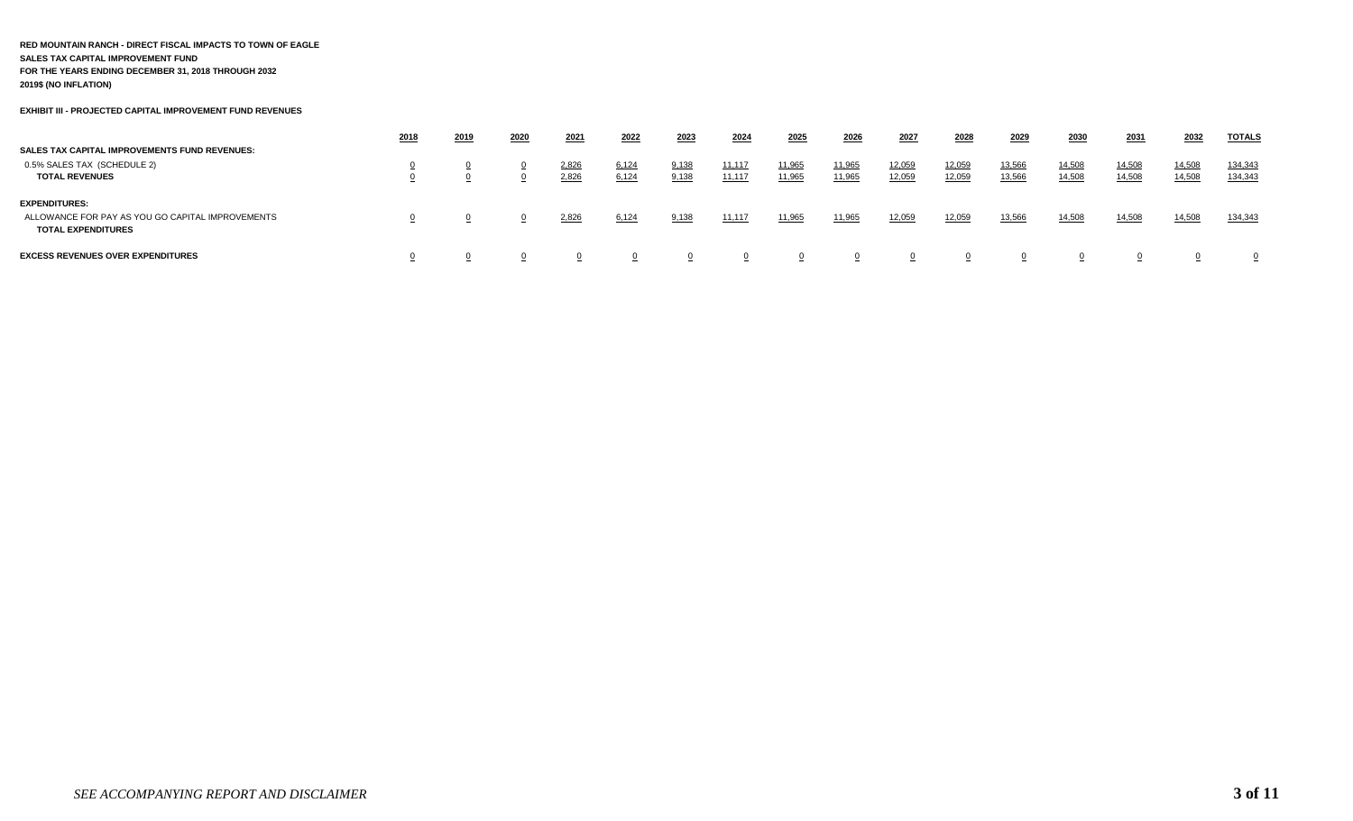**RED MOUNTAIN RANCH - DIRECT FISCAL IMPACTS TO TOWN OF EAGLE**
**SALES TAX CAPITAL IMPROVEMENT FUND**
**FOR THE YEARS ENDING DECEMBER 31, 2018 THROUGH 2032**
**2019$ (NO INFLATION)**

**EXHIBIT III - PROJECTED CAPITAL IMPROVEMENT FUND REVENUES**

| | 2018 | 2019 | 2020 | 2021 | 2022 | 2023 | 2024 | 2025 | 2026 | 2027 | 2028 | 2029 | 2030 | 2031 | 2032 | TOTALS |
|---|---|---|---|---|---|---|---|---|---|---|---|---|---|---|---|---|
| **SALES TAX CAPITAL IMPROVEMENTS FUND REVENUES:** | | | | | | | | | | | | | | | | |
| 0.5% SALES TAX (SCHEDULE 2) | 0 | 0 | 0 | 2,826 | 6,124 | 9,138 | 11,117 | 11,965 | 11,965 | 12,059 | 12,059 | 13,566 | 14,508 | 14,508 | 14,508 | 134,343 |
| **TOTAL REVENUES** | 0 | 0 | 0 | 2,826 | 6,124 | 9,138 | 11,117 | 11,965 | 11,965 | 12,059 | 12,059 | 13,566 | 14,508 | 14,508 | 14,508 | 134,343 |
| **EXPENDITURES:** | | | | | | | | | | | | | | | | |
| ALLOWANCE FOR PAY AS YOU GO CAPITAL IMPROVEMENTS | 0 | 0 | 0 | 2,826 | 6,124 | 9,138 | 11,117 | 11,965 | 11,965 | 12,059 | 12,059 | 13,566 | 14,508 | 14,508 | 14,508 | 134,343 |
| **TOTAL EXPENDITURES** | | | | | | | | | | | | | | | | |
| **EXCESS REVENUES OVER EXPENDITURES** | 0 | 0 | 0 | 0 | 0 | 0 | 0 | 0 | 0 | 0 | 0 | 0 | 0 | 0 | 0 | 0 |

*SEE ACCOMPANYING REPORT AND DISCLAIMER*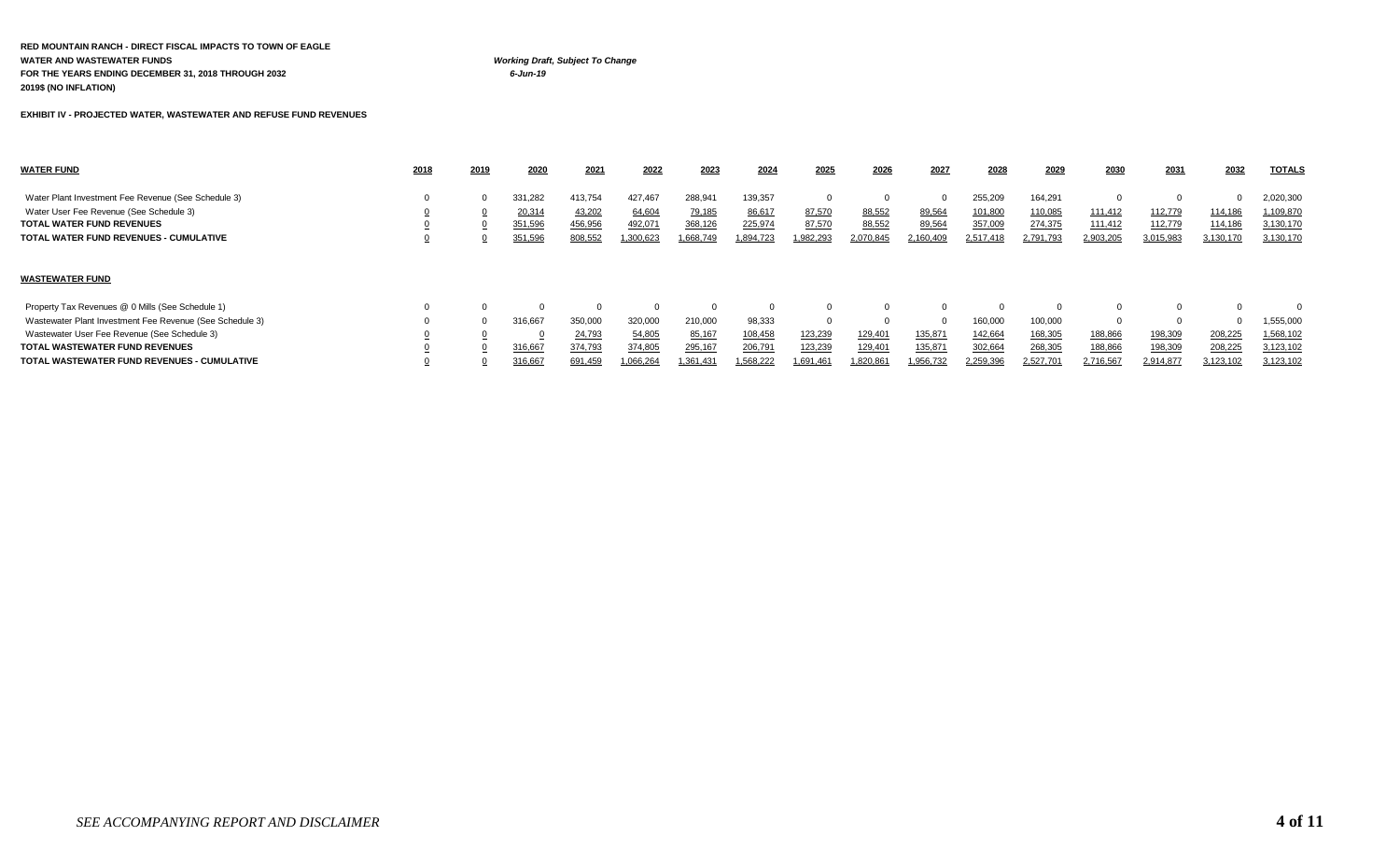**RED MOUNTAIN RANCH - DIRECT FISCAL IMPACTS TO TOWN OF EAGLE**
**WATER AND WASTEWATER FUNDS**
**FOR THE YEARS ENDING DECEMBER 31, 2018 THROUGH 2032**
**2019$ (NO INFLATION)**

*Working Draft, Subject To Change*
*6-Jun-19*

**EXHIBIT IV - PROJECTED WATER, WASTEWATER AND REFUSE FUND REVENUES**

| WATER FUND | 2018 | 2019 | 2020 | 2021 | 2022 | 2023 | 2024 | 2025 | 2026 | 2027 | 2028 | 2029 | 2030 | 2031 | 2032 | TOTALS |
|---|---|---|---|---|---|---|---|---|---|---|---|---|---|---|---|---|
| Water Plant Investment Fee Revenue (See Schedule 3) | 0 | 0 | 331,282 | 413,754 | 427,467 | 288,941 | 139,357 | 0 | 0 | 0 | 255,209 | 164,291 | 0 | 0 | 0 | 2,020,300 |
| Water User Fee Revenue (See Schedule 3) | 0 | 0 | 20,314 | 43,202 | 64,604 | 79,185 | 86,617 | 87,570 | 88,552 | 89,564 | 101,800 | 110,085 | 111,412 | 112,779 | 114,186 | 1,109,870 |
| **TOTAL WATER FUND REVENUES** | 0 | 0 | 351,596 | 456,956 | 492,071 | 368,126 | 225,974 | 87,570 | 88,552 | 89,564 | 357,009 | 274,375 | 111,412 | 112,779 | 114,186 | 3,130,170 |
| **TOTAL WATER FUND REVENUES - CUMULATIVE** | 0 | 0 | 351,596 | 808,552 | 1,300,623 | 1,668,749 | 1,894,723 | 1,982,293 | 2,070,845 | 2,160,409 | 2,517,418 | 2,791,793 | 2,903,205 | 3,015,983 | 3,130,170 | 3,130,170 |

| WASTEWATER FUND | 2018 | 2019 | 2020 | 2021 | 2022 | 2023 | 2024 | 2025 | 2026 | 2027 | 2028 | 2029 | 2030 | 2031 | 2032 | TOTALS |
|---|---|---|---|---|---|---|---|---|---|---|---|---|---|---|---|---|
| Property Tax Revenues @ 0 Mills (See Schedule 1) | 0 | 0 | 0 | 0 | 0 | 0 | 0 | 0 | 0 | 0 | 0 | 0 | 0 | 0 | 0 | 0 |
| Wastewater Plant Investment Fee Revenue (See Schedule 3) | 0 | 0 | 316,667 | 350,000 | 320,000 | 210,000 | 98,333 | 0 | 0 | 0 | 160,000 | 100,000 | 0 | 0 | 0 | 1,555,000 |
| Wastewater User Fee Revenue (See Schedule 3) | 0 | 0 | 0 | 24,793 | 54,805 | 85,167 | 108,458 | 123,239 | 129,401 | 135,871 | 142,664 | 168,305 | 188,866 | 198,309 | 208,225 | 1,568,102 |
| **TOTAL WASTEWATER FUND REVENUES** | 0 | 0 | 316,667 | 374,793 | 374,805 | 295,167 | 206,791 | 123,239 | 129,401 | 135,871 | 302,664 | 268,305 | 188,866 | 198,309 | 208,225 | 3,123,102 |
| **TOTAL WASTEWATER FUND REVENUES - CUMULATIVE** | 0 | 0 | 316,667 | 691,459 | 1,066,264 | 1,361,431 | 1,568,222 | 1,691,461 | 1,820,861 | 1,956,732 | 2,259,396 | 2,527,701 | 2,716,567 | 2,914,877 | 3,123,102 | 3,123,102 |

*SEE ACCOMPANYING REPORT AND DISCLAIMER*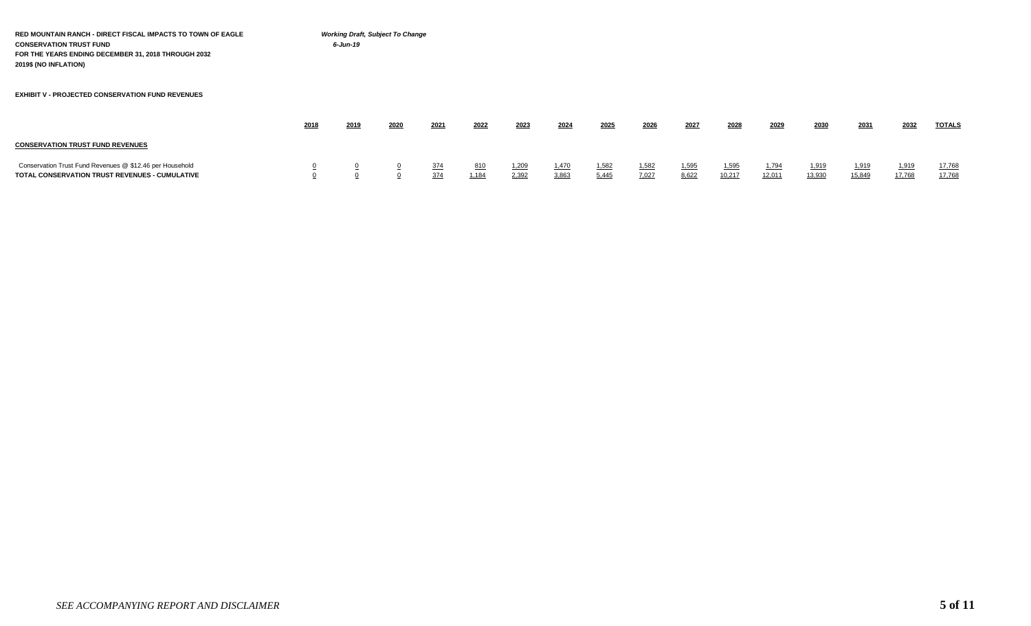**RED MOUNTAIN RANCH - DIRECT FISCAL IMPACTS TO TOWN OF EAGLE**
**CONSERVATION TRUST FUND**
**FOR THE YEARS ENDING DECEMBER 31, 2018 THROUGH 2032**
**2019$ (NO INFLATION)**

***Working Draft, Subject To Change***
*6-Jun-19*

**EXHIBIT V - PROJECTED CONSERVATION FUND REVENUES**

| | 2018 | 2019 | 2020 | 2021 | 2022 | 2023 | 2024 | 2025 | 2026 | 2027 | 2028 | 2029 | 2030 | 2031 | 2032 | TOTALS |
|---|---|---|---|---|---|---|---|---|---|---|---|---|---|---|---|---|
| **CONSERVATION TRUST FUND REVENUES** | | | | | | | | | | | | | | | | |
| Conservation Trust Fund Revenues @ $12.46 per Household | 0 | 0 | 0 | 374 | 810 | 1,209 | 1,470 | 1,582 | 1,582 | 1,595 | 1,595 | 1,794 | 1,919 | 1,919 | 1,919 | 17,768 |
| **TOTAL CONSERVATION TRUST REVENUES - CUMULATIVE** | 0 | 0 | 0 | 374 | 1,184 | 2,392 | 3,863 | 5,445 | 7,027 | 8,622 | 10,217 | 12,011 | 13,930 | 15,849 | 17,768 | 17,768 |

*SEE ACCOMPANYING REPORT AND DISCLAIMER*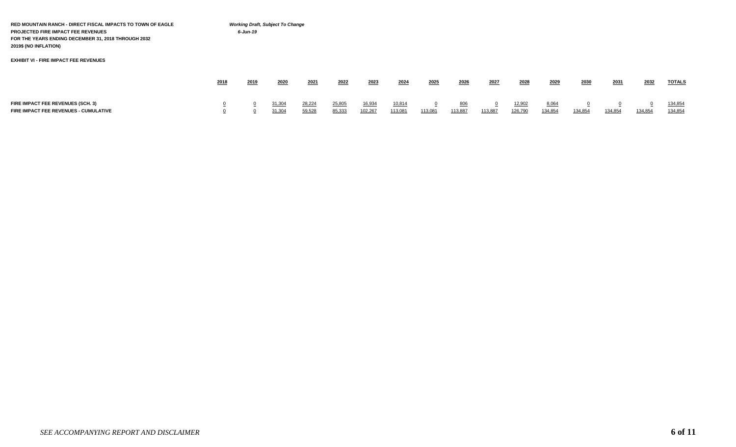**RED MOUNTAIN RANCH - DIRECT FISCAL IMPACTS TO TOWN OF EAGLE**
**PROJECTED FIRE IMPACT FEE REVENUES**
**FOR THE YEARS ENDING DECEMBER 31, 2018 THROUGH 2032**
**2019$ (NO INFLATION)**

***Working Draft, Subject To Change***
*6-Jun-19*

**EXHIBIT VI - FIRE IMPACT FEE REVENUES**

| | 2018 | 2019 | 2020 | 2021 | 2022 | 2023 | 2024 | 2025 | 2026 | 2027 | 2028 | 2029 | 2030 | 2031 | 2032 | TOTALS |
|---|---|---|---|---|---|---|---|---|---|---|---|---|---|---|---|---|
| FIRE IMPACT FEE REVENUES (SCH. 3) | 0 | 0 | 31,304 | 28,224 | 25,805 | 16,934 | 10,814 | 0 | 806 | 0 | 12,902 | 8,064 | 0 | 0 | 0 | 134,854 |
| FIRE IMPACT FEE REVENUES - CUMULATIVE | 0 | 0 | 31,304 | 59,528 | 85,333 | 102,267 | 113,081 | 113,081 | 113,887 | 113,887 | 126,790 | 134,854 | 134,854 | 134,854 | 134,854 | 134,854 |

*SEE ACCOMPANYING REPORT AND DISCLAIMER*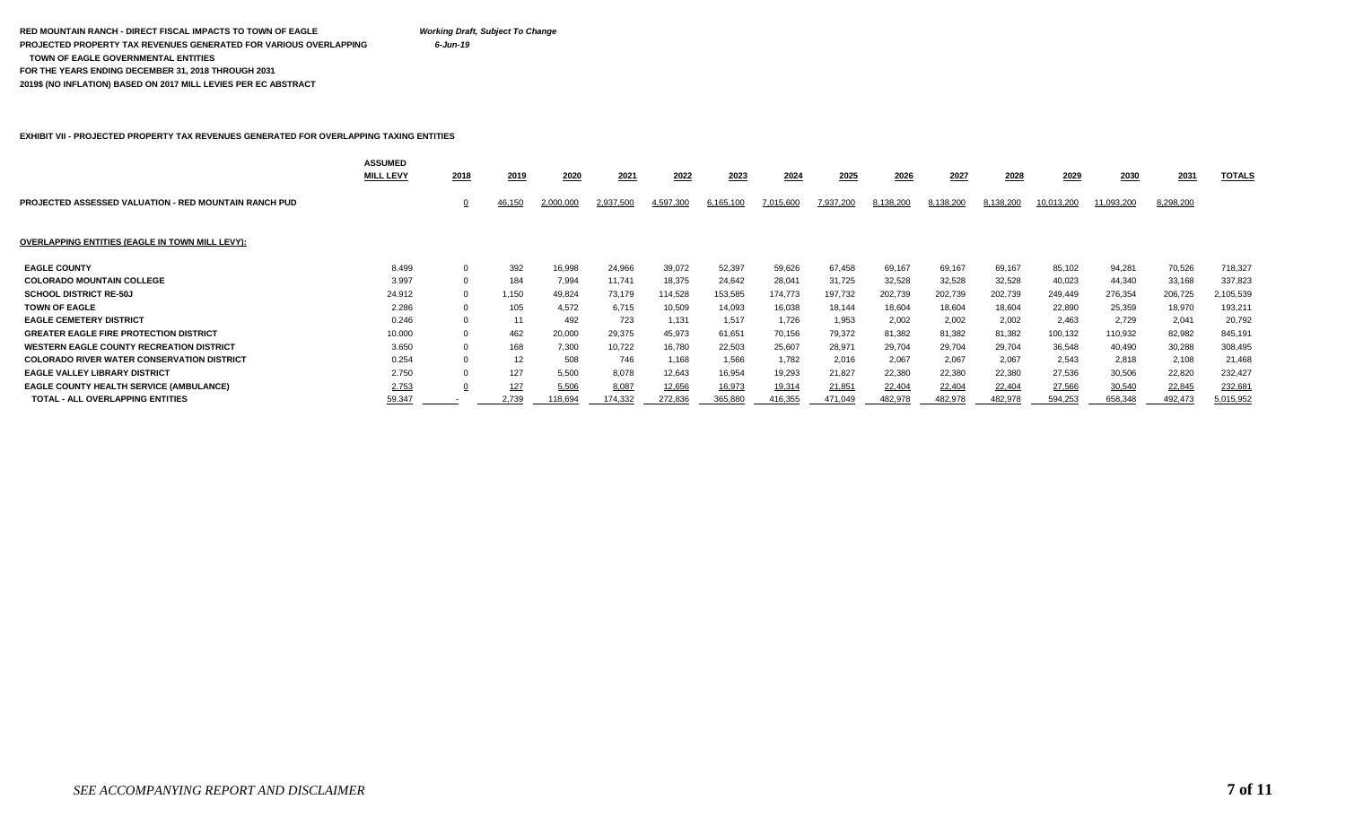**RED MOUNTAIN RANCH - DIRECT FISCAL IMPACTS TO TOWN OF EAGLE** *Working Draft, Subject To Change*
**PROJECTED PROPERTY TAX REVENUES GENERATED FOR VARIOUS OVERLAPPING** *6-Jun-19*
**TOWN OF EAGLE GOVERNMENTAL ENTITIES**
**FOR THE YEARS ENDING DECEMBER 31, 2018 THROUGH 2031**
**2019$ (NO INFLATION) BASED ON 2017 MILL LEVIES PER EC ABSTRACT**

**EXHIBIT VII - PROJECTED PROPERTY TAX REVENUES GENERATED FOR OVERLAPPING TAXING ENTITIES**

| | ASSUMED MILL LEVY | 2018 | 2019 | 2020 | 2021 | 2022 | 2023 | 2024 | 2025 | 2026 | 2027 | 2028 | 2029 | 2030 | 2031 | TOTALS |
|---|---|---|---|---|---|---|---|---|---|---|---|---|---|---|---|---|
| **PROJECTED ASSESSED VALUATION - RED MOUNTAIN RANCH PUD** | | 0 | 46,150 | 2,000,000 | 2,937,500 | 4,597,300 | 6,165,100 | 7,015,600 | 7,937,200 | 8,138,200 | 8,138,200 | 8,138,200 | 10,013,200 | 11,093,200 | 8,298,200 | |
| **OVERLAPPING ENTITIES (EAGLE IN TOWN MILL LEVY):** | | | | | | | | | | | | | | | | |
| **EAGLE COUNTY** | 8.499 | 0 | 392 | 16,998 | 24,966 | 39,072 | 52,397 | 59,626 | 67,458 | 69,167 | 69,167 | 69,167 | 85,102 | 94,281 | 70,526 | 718,327 |
| **COLORADO MOUNTAIN COLLEGE** | 3.997 | 0 | 184 | 7,994 | 11,741 | 18,375 | 24,642 | 28,041 | 31,725 | 32,528 | 32,528 | 32,528 | 40,023 | 44,340 | 33,168 | 337,823 |
| **SCHOOL DISTRICT RE-50J** | 24.912 | 0 | 1,150 | 49,824 | 73,179 | 114,528 | 153,585 | 174,773 | 197,732 | 202,739 | 202,739 | 202,739 | 249,449 | 276,354 | 206,725 | 2,105,539 |
| **TOWN OF EAGLE** | 2.286 | 0 | 105 | 4,572 | 6,715 | 10,509 | 14,093 | 16,038 | 18,144 | 18,604 | 18,604 | 18,604 | 22,890 | 25,359 | 18,970 | 193,211 |
| **EAGLE CEMETERY DISTRICT** | 0.246 | 0 | 11 | 492 | 723 | 1,131 | 1,517 | 1,726 | 1,953 | 2,002 | 2,002 | 2,002 | 2,463 | 2,729 | 2,041 | 20,792 |
| **GREATER EAGLE FIRE PROTECTION DISTRICT** | 10.000 | 0 | 462 | 20,000 | 29,375 | 45,973 | 61,651 | 70,156 | 79,372 | 81,382 | 81,382 | 81,382 | 100,132 | 110,932 | 82,982 | 845,191 |
| **WESTERN EAGLE COUNTY RECREATION DISTRICT** | 3.650 | 0 | 168 | 7,300 | 10,722 | 16,780 | 22,503 | 25,607 | 28,971 | 29,704 | 29,704 | 29,704 | 36,548 | 40,490 | 30,288 | 308,495 |
| **COLORADO RIVER WATER CONSERVATION DISTRICT** | 0.254 | 0 | 12 | 508 | 746 | 1,168 | 1,566 | 1,782 | 2,016 | 2,067 | 2,067 | 2,067 | 2,543 | 2,818 | 2,108 | 21,468 |
| **EAGLE VALLEY LIBRARY DISTRICT** | 2.750 | 0 | 127 | 5,500 | 8,078 | 12,643 | 16,954 | 19,293 | 21,827 | 22,380 | 22,380 | 22,380 | 27,536 | 30,506 | 22,820 | 232,427 |
| **EAGLE COUNTY HEALTH SERVICE (AMBULANCE)** | 2.753 | 0 | 127 | 5,506 | 8,087 | 12,656 | 16,973 | 19,314 | 21,851 | 22,404 | 22,404 | 22,404 | 27,566 | 30,540 | 22,845 | 232,681 |
| **TOTAL - ALL OVERLAPPING ENTITIES** | 59.347 | - | 2,739 | 118,694 | 174,332 | 272,836 | 365,880 | 416,355 | 471,049 | 482,978 | 482,978 | 482,978 | 594,253 | 658,348 | 492,473 | 5,015,952 |

*SEE ACCOMPANYING REPORT AND DISCLAIMER*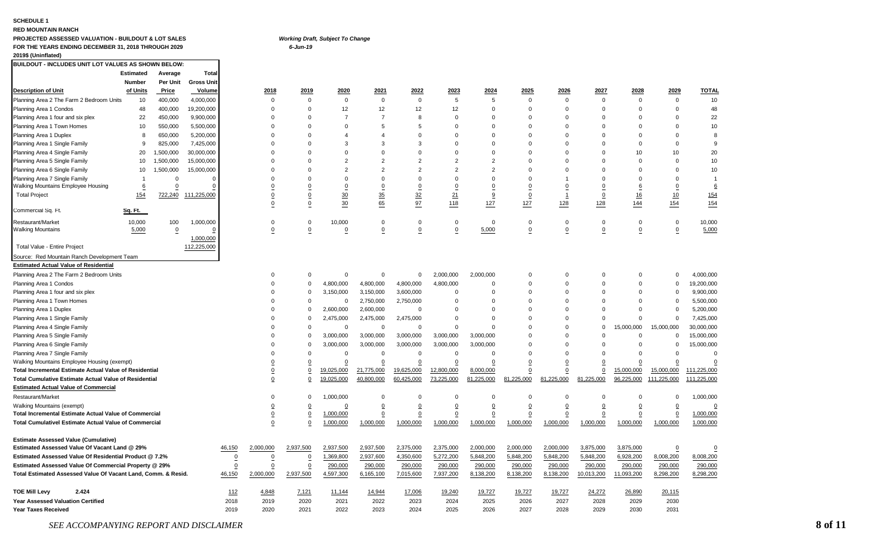**SCHEDULE 1**

**RED MOUNTAIN RANCH**

**PROJECTED ASSESSED VALUATION - BUILDOUT & LOT SALES** *Working Draft, Subject To Change*

**FOR THE YEARS ENDING DECEMBER 31, 2018 THROUGH 2029** *6-Jun-19*

**2019$ (Uninflated)**

| BUILDOUT - INCLUDES UNIT LOT VALUES AS SHOWN BELOW: | | | | | | | | | | | | | | | | | |
|---|---|---|---|---|---|---|---|---|---|---|---|---|---|---|---|---|---|
| Description of Unit | Estimated Number of Units | Average Per Unit Price | Total Gross Unit Volume | | 2018 | 2019 | 2020 | 2021 | 2022 | 2023 | 2024 | 2025 | 2026 | 2027 | 2028 | 2029 | TOTAL |
| Planning Area 2 The Farm 2 Bedroom Units | 10 | 400,000 | 4,000,000 | | 0 | 0 | 0 | 0 | 0 | 5 | 5 | 0 | 0 | 0 | 0 | 0 | 10 |
| Planning Area 1 Condos | 48 | 400,000 | 19,200,000 | | 0 | 0 | 12 | 12 | 12 | 12 | 0 | 0 | 0 | 0 | 0 | 0 | 48 |
| Planning Area 1 four and six plex | 22 | 450,000 | 9,900,000 | | 0 | 0 | 7 | 7 | 8 | 0 | 0 | 0 | 0 | 0 | 0 | 0 | 22 |
| Planning Area 1 Town Homes | 10 | 550,000 | 5,500,000 | | 0 | 0 | 0 | 5 | 5 | 0 | 0 | 0 | 0 | 0 | 0 | 0 | 10 |
| Planning Area 1 Duplex | 8 | 650,000 | 5,200,000 | | 0 | 0 | 4 | 4 | 0 | 0 | 0 | 0 | 0 | 0 | 0 | 0 | 8 |
| Planning Area 1 Single Family | 9 | 825,000 | 7,425,000 | | 0 | 0 | 3 | 3 | 3 | 0 | 0 | 0 | 0 | 0 | 0 | 0 | 9 |
| Planning Area 4 Single Family | 20 | 1,500,000 | 30,000,000 | | 0 | 0 | 0 | 0 | 0 | 0 | 0 | 0 | 0 | 0 | 10 | 10 | 20 |
| Planning Area 5 Single Family | 10 | 1,500,000 | 15,000,000 | | 0 | 0 | 2 | 2 | 2 | 2 | 2 | 0 | 0 | 0 | 0 | 0 | 10 |
| Planning Area 6 Single Family | 10 | 1,500,000 | 15,000,000 | | 0 | 0 | 2 | 2 | 2 | 2 | 2 | 0 | 0 | 0 | 0 | 0 | 10 |
| Planning Area 7 Single Family | 1 | 0 | 0 | | 0 | 0 | 0 | 0 | 0 | 0 | 0 | 0 | 1 | 0 | 0 | 0 | 1 |
| Walking Mountains Employee Housing | 6 | 0 | 0 | | 0 | 0 | 0 | 0 | 0 | 0 | 0 | 0 | 0 | 0 | 6 | 0 | 6 |
| Total Project | 154 | 722,240 | 111,225,000 | | 0 | 0 | 30 | 35 | 32 | 21 | 9 | 0 | 1 | 0 | 16 | 10 | 154 |
| | | | | | 0 | 0 | 30 | 65 | 97 | 118 | 127 | 127 | 128 | 128 | 144 | 154 | 154 |
| Commercial Sq. Ft. | Sq. Ft. | | | | | | | | | | | | | | | | |
| Restaurant/Market | 10,000 | 100 | 1,000,000 | | 0 | 0 | 10,000 | 0 | 0 | 0 | 0 | 0 | 0 | 0 | 0 | 0 | 10,000 |
| Walking Mountains | 5,000 | 0 | 0 | | 0 | 0 | 0 | 0 | 0 | 0 | 5,000 | 0 | 0 | 0 | 0 | 0 | 5,000 |
| | | | 1,000,000 | | | | | | | | | | | | | | |
| Total Value - Entire Project | | | 112,225,000 | | | | | | | | | | | | | | |
| Source: Red Mountain Ranch Development Team | | | | | | | | | | | | | | | | | |
| **Estimated Actual Value of Residential** | | | | | | | | | | | | | | | | | |
| Planning Area 2 The Farm 2 Bedroom Units | | | | | 0 | 0 | 0 | 0 | 0 | 2,000,000 | 2,000,000 | 0 | 0 | 0 | 0 | 0 | 4,000,000 |
| Planning Area 1 Condos | | | | | 0 | 0 | 4,800,000 | 4,800,000 | 4,800,000 | 4,800,000 | 0 | 0 | 0 | 0 | 0 | 0 | 19,200,000 |
| Planning Area 1 four and six plex | | | | | 0 | 0 | 3,150,000 | 3,150,000 | 3,600,000 | 0 | 0 | 0 | 0 | 0 | 0 | 0 | 9,900,000 |
| Planning Area 1 Town Homes | | | | | 0 | 0 | 0 | 2,750,000 | 2,750,000 | 0 | 0 | 0 | 0 | 0 | 0 | 0 | 5,500,000 |
| Planning Area 1 Duplex | | | | | 0 | 0 | 2,600,000 | 2,600,000 | 0 | 0 | 0 | 0 | 0 | 0 | 0 | 0 | 5,200,000 |
| Planning Area 1 Single Family | | | | | 0 | 0 | 2,475,000 | 2,475,000 | 2,475,000 | 0 | 0 | 0 | 0 | 0 | 0 | 0 | 7,425,000 |
| Planning Area 4 Single Family | | | | | 0 | 0 | 0 | 0 | 0 | 0 | 0 | 0 | 0 | 0 | 15,000,000 | 15,000,000 | 30,000,000 |
| Planning Area 5 Single Family | | | | | 0 | 0 | 3,000,000 | 3,000,000 | 3,000,000 | 3,000,000 | 3,000,000 | 0 | 0 | 0 | 0 | 0 | 15,000,000 |
| Planning Area 6 Single Family | | | | | 0 | 0 | 3,000,000 | 3,000,000 | 3,000,000 | 3,000,000 | 3,000,000 | 0 | 0 | 0 | 0 | 0 | 15,000,000 |
| Planning Area 7 Single Family | | | | | 0 | 0 | 0 | 0 | 0 | 0 | 0 | 0 | 0 | 0 | 0 | 0 | 0 |
| Walking Mountains Employee Housing (exempt) | | | | | 0 | 0 | 0 | 0 | 0 | 0 | 0 | 0 | 0 | 0 | 0 | 0 | 0 |
| **Total Incremental Estimate Actual Value of Residential** | | | | | 0 | 0 | 19,025,000 | 21,775,000 | 19,625,000 | 12,800,000 | 8,000,000 | 0 | 0 | 0 | 15,000,000 | 15,000,000 | 111,225,000 |
| **Total Cumulative Estimate Actual Value of Residential** | | | | | 0 | 0 | 19,025,000 | 40,800,000 | 60,425,000 | 73,225,000 | 81,225,000 | 81,225,000 | 81,225,000 | 81,225,000 | 96,225,000 | 111,225,000 | 111,225,000 |
| **Estimated Actual Value of Commercial** | | | | | | | | | | | | | | | | | |
| Restaurant/Market | | | | | 0 | 0 | 1,000,000 | 0 | 0 | 0 | 0 | 0 | 0 | 0 | 0 | 0 | 1,000,000 |
| Walking Mountains (exempt) | | | | | 0 | 0 | 0 | 0 | 0 | 0 | 0 | 0 | 0 | 0 | 0 | 0 | 0 |
| **Total Incremental Estimate Actual Value of Commercial** | | | | | 0 | 0 | 1,000,000 | 0 | 0 | 0 | 0 | 0 | 0 | 0 | 0 | 0 | 1,000,000 |
| **Total Cumulativel Estimate Actual Value of Commercial** | | | | | 0 | 0 | 1,000,000 | 1,000,000 | 1,000,000 | 1,000,000 | 1,000,000 | 1,000,000 | 1,000,000 | 1,000,000 | 1,000,000 | 1,000,000 | 1,000,000 |
| **Estimate Assessed Value (Cumulative)** | | | | | | | | | | | | | | | | | |
| **Estimated Assessed Value Of Vacant Land @ 29%** | | | | 46,150 | 2,000,000 | 2,937,500 | 2,937,500 | 2,937,500 | 2,375,000 | 2,375,000 | 2,000,000 | 2,000,000 | 2,000,000 | 3,875,000 | 3,875,000 | 0 | 0 |
| **Estimated Assessed Value Of Residential Product @ 7.2%** | | | | 0 | 0 | 0 | 1,369,800 | 2,937,600 | 4,350,600 | 5,272,200 | 5,848,200 | 5,848,200 | 5,848,200 | 5,848,200 | 6,928,200 | 8,008,200 | 8,008,200 |
| **Estimated Assessed Value Of Commercial Property @ 29%** | | | | 0 | 0 | 0 | 290,000 | 290,000 | 290,000 | 290,000 | 290,000 | 290,000 | 290,000 | 290,000 | 290,000 | 290,000 | 290,000 |
| **Total Estimated Assessed Value Of Vacant Land, Comm. & Resid.** | | | | 46,150 | 2,000,000 | 2,937,500 | 4,597,300 | 6,165,100 | 7,015,600 | 7,937,200 | 8,138,200 | 8,138,200 | 8,138,200 | 10,013,200 | 11,093,200 | 8,298,200 | 8,298,200 |
| **TOE Mill Levy 2.424** | | | | 112 | 4,848 | 7,121 | 11,144 | 14,944 | 17,006 | 19,240 | 19,727 | 19,727 | 19,727 | 24,272 | 26,890 | 20,115 | |
| **Year Assessed Valuation Certified** | | | | 2018 | 2019 | 2020 | 2021 | 2022 | 2023 | 2024 | 2025 | 2026 | 2027 | 2028 | 2029 | 2030 | |
| **Year Taxes Received** | | | | 2019 | 2020 | 2021 | 2022 | 2023 | 2024 | 2025 | 2026 | 2027 | 2028 | 2029 | 2030 | 2031 | |

*SEE ACCOMPANYING REPORT AND DISCLAIMER*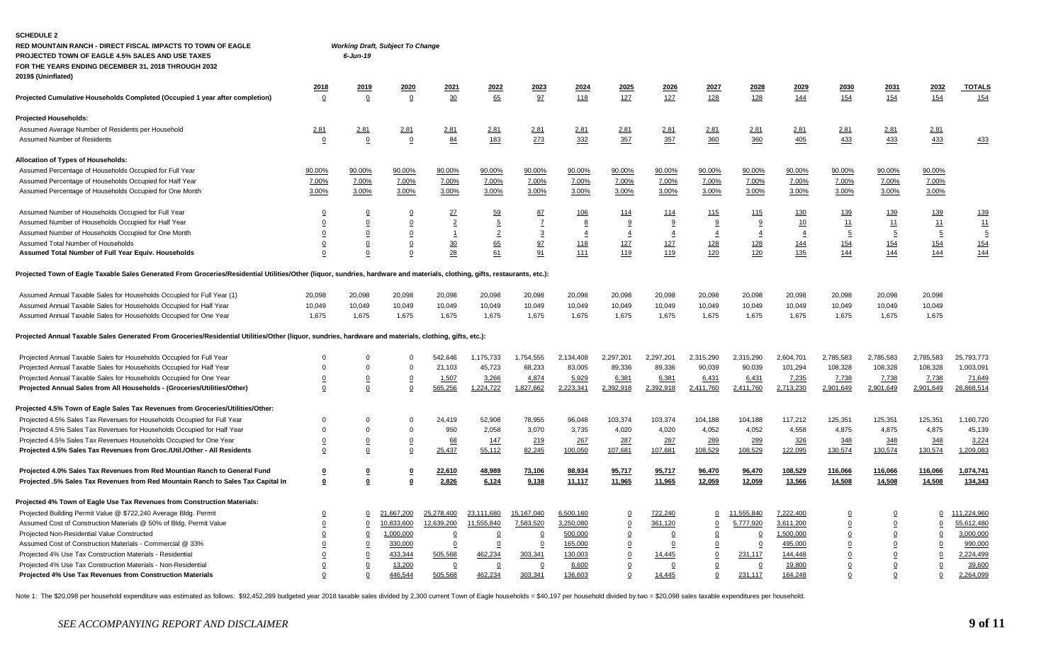**SCHEDULE 2**

**RED MOUNTAIN RANCH - DIRECT FISCAL IMPACTS TO TOWN OF EAGLE** *Working Draft, Subject To Change*

**PROJECTED TOWN OF EAGLE 4.5% SALES AND USE TAXES** *6-Jun-19*

**FOR THE YEARS ENDING DECEMBER 31, 2018 THROUGH 2032**

**2019$ (Uninflated)**

| | 2018 | 2019 | 2020 | 2021 | 2022 | 2023 | 2024 | 2025 | 2026 | 2027 | 2028 | 2029 | 2030 | 2031 | 2032 | TOTALS |
|---|---|---|---|---|---|---|---|---|---|---|---|---|---|---|---|---|
| **Projected Cumulative Households Completed (Occupied 1 year after completion)** | 0 | 0 | 0 | 30 | 65 | 97 | 118 | 127 | 127 | 128 | 128 | 144 | 154 | 154 | 154 | 154 |
| **Projected Households:** | | | | | | | | | | | | | | | | |
| Assumed Average Number of Residents per Household | 2.81 | 2.81 | 2.81 | 2.81 | 2.81 | 2.81 | 2.81 | 2.81 | 2.81 | 2.81 | 2.81 | 2.81 | 2.81 | 2.81 | 2.81 | |
| Assumed Number of Residents | 0 | 0 | 0 | 84 | 183 | 273 | 332 | 357 | 357 | 360 | 360 | 405 | 433 | 433 | 433 | 433 |
| **Allocation of Types of Households:** | | | | | | | | | | | | | | | | |
| Assumed Percentage of Households Occupied for Full Year | 90.00% | 90.00% | 90.00% | 90.00% | 90.00% | 90.00% | 90.00% | 90.00% | 90.00% | 90.00% | 90.00% | 90.00% | 90.00% | 90.00% | 90.00% | |
| Assumed Percentage of Households Occupied for Half Year | 7.00% | 7.00% | 7.00% | 7.00% | 7.00% | 7.00% | 7.00% | 7.00% | 7.00% | 7.00% | 7.00% | 7.00% | 7.00% | 7.00% | 7.00% | |
| Assumed Percentage of Households Occupied for One Month | 3.00% | 3.00% | 3.00% | 3.00% | 3.00% | 3.00% | 3.00% | 3.00% | 3.00% | 3.00% | 3.00% | 3.00% | 3.00% | 3.00% | 3.00% | |
| Assumed Number of Households Occupied for Full Year | 0 | 0 | 0 | 27 | 59 | 87 | 106 | 114 | 114 | 115 | 115 | 130 | 139 | 139 | 139 | 139 |
| Assumed Number of Households Occupied for Half Year | 0 | 0 | 0 | 2 | 5 | 7 | 8 | 9 | 9 | 9 | 9 | 10 | 11 | 11 | 11 | 11 |
| Assumed Number of Households Occupied for One Month | 0 | 0 | 0 | 1 | 2 | 3 | 4 | 4 | 4 | 4 | 4 | 4 | 5 | 5 | 5 | 5 |
| Assumed Total Number of Households | 0 | 0 | 0 | 30 | 65 | 97 | 118 | 127 | 127 | 128 | 128 | 144 | 154 | 154 | 154 | 154 |
| **Assumed Total Number of Full Year Equiv. Households** | 0 | 0 | 0 | 28 | 61 | 91 | 111 | 119 | 119 | 120 | 120 | 135 | 144 | 144 | 144 | 144 |
| **Projected Town of Eagle Taxable Sales Generated From Groceries/Residential Utilities/Other (liquor, sundries, hardware and materials, clothing, gifts, restaurants, etc.):** | | | | | | | | | | | | | | | | |
| Assumed Annual Taxable Sales for Households Occupied for Full Year (1) | 20,098 | 20,098 | 20,098 | 20,098 | 20,098 | 20,098 | 20,098 | 20,098 | 20,098 | 20,098 | 20,098 | 20,098 | 20,098 | 20,098 | 20,098 | |
| Assumed Annual Taxable Sales for Households Occupied for Half Year | 10,049 | 10,049 | 10,049 | 10,049 | 10,049 | 10,049 | 10,049 | 10,049 | 10,049 | 10,049 | 10,049 | 10,049 | 10,049 | 10,049 | 10,049 | |
| Assumed Annual Taxable Sales for Households Occupied for One Year | 1,675 | 1,675 | 1,675 | 1,675 | 1,675 | 1,675 | 1,675 | 1,675 | 1,675 | 1,675 | 1,675 | 1,675 | 1,675 | 1,675 | 1,675 | |
| **Projected Annual Taxable Sales Generated From Groceries/Residential Utilities/Other (liquor, sundries, hardware and materials, clothing, gifts, etc.):** | | | | | | | | | | | | | | | | |
| Projected Annual Taxable Sales for Households Occupied for Full Year | 0 | 0 | 0 | 542,646 | 1,175,733 | 1,754,555 | 2,134,408 | 2,297,201 | 2,297,201 | 2,315,290 | 2,315,290 | 2,604,701 | 2,785,583 | 2,785,583 | 2,785,583 | 25,793,773 |
| Projected Annual Taxable Sales for Households Occupied for Half Year | 0 | 0 | 0 | 21,103 | 45,723 | 68,233 | 83,005 | 89,336 | 89,336 | 90,039 | 90,039 | 101,294 | 108,328 | 108,328 | 108,328 | 1,003,091 |
| Projected Annual Taxable Sales for Households Occupied for One Year | 0 | 0 | 0 | 1,507 | 3,266 | 4,874 | 5,929 | 6,381 | 6,381 | 6,431 | 6,431 | 7,235 | 7,738 | 7,738 | 7,738 | 71,649 |
| **Projected Annual Sales from All Households - (Groceries/Utilities/Other)** | 0 | 0 | 0 | 565,256 | 1,224,722 | 1,827,662 | 2,223,341 | 2,392,918 | 2,392,918 | 2,411,760 | 2,411,760 | 2,713,230 | 2,901,649 | 2,901,649 | 2,901,649 | 26,868,514 |
| **Projected 4.5% Town of Eagle Sales Tax Revenues from Groceries/Utilities/Other:** | | | | | | | | | | | | | | | | |
| Projected 4.5% Sales Tax Revenues for Households Occupied for Full Year | 0 | 0 | 0 | 24,419 | 52,908 | 78,955 | 96,048 | 103,374 | 103,374 | 104,188 | 104,188 | 117,212 | 125,351 | 125,351 | 125,351 | 1,160,720 |
| Projected 4.5% Sales Tax Revenues for Households Occupied for Half Year | 0 | 0 | 0 | 950 | 2,058 | 3,070 | 3,735 | 4,020 | 4,020 | 4,052 | 4,052 | 4,558 | 4,875 | 4,875 | 4,875 | 45,139 |
| Projected 4.5% Sales Tax Revenues Households Occupied for One Year | 0 | 0 | 0 | 68 | 147 | 219 | 267 | 287 | 287 | 289 | 289 | 326 | 348 | 348 | 348 | 3,224 |
| **Projected 4.5% Sales Tax Revenues from Groc./Util./Other - All Residents** | 0 | 0 | 0 | 25,437 | 55,112 | 82,245 | 100,050 | 107,681 | 107,681 | 108,529 | 108,529 | 122,095 | 130,574 | 130,574 | 130,574 | 1,209,083 |
| **Projected 4.0% Sales Tax Revenues from Red Mountian Ranch to General Fund** | **0** | **0** | **0** | **22,610** | **48,989** | **73,106** | **88,934** | **95,717** | **95,717** | **96,470** | **96,470** | **108,529** | **116,066** | **116,066** | **116,066** | **1,074,741** |
| **Projected .5% Sales Tax Revenues from Red Mountain Ranch to Sales Tax Capital In** | **0** | **0** | **0** | **2,826** | **6,124** | **9,138** | **11,117** | **11,965** | **11,965** | **12,059** | **12,059** | **13,566** | **14,508** | **14,508** | **14,508** | **134,343** |
| **Projected 4% Town of Eagle Use Tax Revenues from Construction Materials:** | | | | | | | | | | | | | | | | |
| Projected Building Permit Value @ $722,240 Average Bldg. Permit | 0 | 0 | 21,667,200 | 25,278,400 | 23,111,680 | 15,167,040 | 6,500,160 | 0 | 722,240 | 0 | 11,555,840 | 7,222,400 | 0 | 0 | 0 | 111,224,960 |
| Assumed Cost of Construction Materials @ 50% of Bldg. Permit Value | 0 | 0 | 10,833,600 | 12,639,200 | 11,555,840 | 7,583,520 | 3,250,080 | 0 | 361,120 | 0 | 5,777,920 | 3,611,200 | 0 | 0 | 0 | 55,612,480 |
| Projected Non-Residential Value Constructed | 0 | 0 | 1,000,000 | 0 | 0 | 0 | 500,000 | 0 | 0 | 0 | 0 | 1,500,000 | 0 | 0 | 0 | 3,000,000 |
| Assumed Cost of Construction Materials - Commercial @ 33% | 0 | 0 | 330,000 | 0 | 0 | 0 | 165,000 | 0 | 0 | 0 | 0 | 495,000 | 0 | 0 | 0 | 990,000 |
| Projected 4% Use Tax Construction Materials - Residential | 0 | 0 | 433,344 | 505,568 | 462,234 | 303,341 | 130,003 | 0 | 14,445 | 0 | 231,117 | 144,448 | 0 | 0 | 0 | 2,224,499 |
| Projected 4% Use Tax Construction Materials - Non-Residential | 0 | 0 | 13,200 | 0 | 0 | 0 | 6,600 | 0 | 0 | 0 | 0 | 19,800 | 0 | 0 | 0 | 39,600 |
| **Projected 4% Use Tax Revenues from Construction Materials** | 0 | 0 | 446,544 | 505,568 | 462,234 | 303,341 | 136,603 | 0 | 14,445 | 0 | 231,117 | 164,248 | 0 | 0 | 0 | 2,264,099 |

Note 1: The $20,098 per household expenditure was estimated as follows: $92,452,289 budgeted year 2018 taxable sales divided by 2,300 current Town of Eagle households = $40,197 per household divided by two = $20,098 sales taxable expenditures per household.

*SEE ACCOMPANYING REPORT AND DISCLAIMER*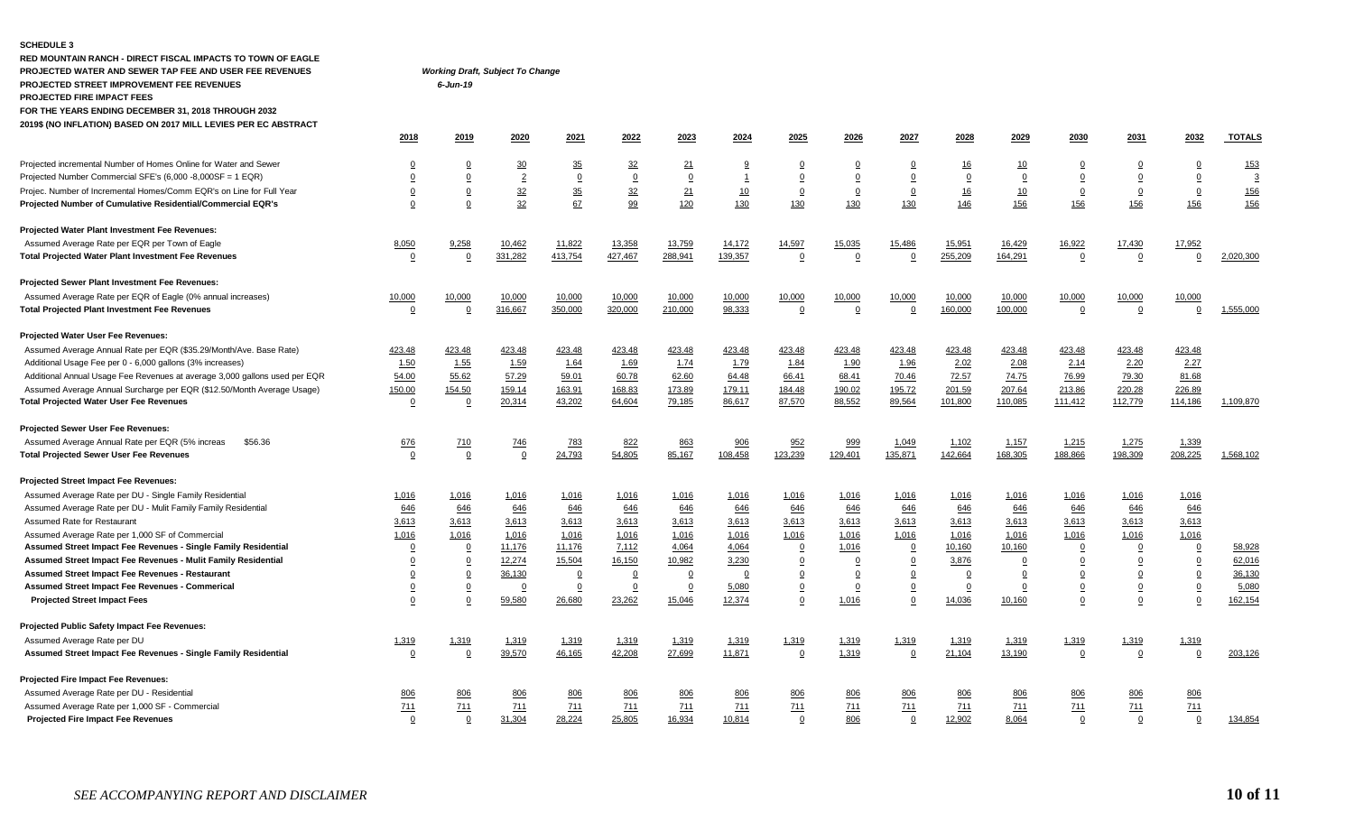**SCHEDULE 3**

**RED MOUNTAIN RANCH - DIRECT FISCAL IMPACTS TO TOWN OF EAGLE**

**PROJECTED WATER AND SEWER TAP FEE AND USER FEE REVENUES** *Working Draft, Subject To Change*

**PROJECTED STREET IMPROVEMENT FEE REVENUES** *6-Jun-19*

**PROJECTED FIRE IMPACT FEES**

**FOR THE YEARS ENDING DECEMBER 31, 2018 THROUGH 2032**

**2019$ (NO INFLATION) BASED ON 2017 MILL LEVIES PER EC ABSTRACT**

| | 2018 | 2019 | 2020 | 2021 | 2022 | 2023 | 2024 | 2025 | 2026 | 2027 | 2028 | 2029 | 2030 | 2031 | 2032 | TOTALS |
|---|---|---|---|---|---|---|---|---|---|---|---|---|---|---|---|---|
| Projected incremental Number of Homes Online for Water and Sewer | 0 | 0 | 30 | 35 | 32 | 21 | 9 | 0 | 0 | 0 | 16 | 10 | 0 | 0 | 0 | 153 |
| Projected Number Commercial SFE's (6,000 -8,000SF = 1 EQR) | 0 | 0 | 2 | 0 | 0 | 0 | 1 | 0 | 0 | 0 | 0 | 0 | 0 | 0 | 0 | 3 |
| Projec. Number of Incremental Homes/Comm EQR's on Line for Full Year | 0 | 0 | 32 | 35 | 32 | 21 | 10 | 0 | 0 | 0 | 16 | 10 | 0 | 0 | 0 | 156 |
| **Projected Number of Cumulative Residential/Commercial EQR's** | 0 | 0 | 32 | 67 | 99 | 120 | 130 | 130 | 130 | 130 | 146 | 156 | 156 | 156 | 156 | 156 |
| **Projected Water Plant Investment Fee Revenues:** | | | | | | | | | | | | | | | | |
| Assumed Average Rate per EQR per Town of Eagle | 8,050 | 9,258 | 10,462 | 11,822 | 13,358 | 13,759 | 14,172 | 14,597 | 15,035 | 15,486 | 15,951 | 16,429 | 16,922 | 17,430 | 17,952 | |
| **Total Projected Water Plant Investment Fee Revenues** | 0 | 0 | 331,282 | 413,754 | 427,467 | 288,941 | 139,357 | 0 | 0 | 0 | 255,209 | 164,291 | 0 | 0 | 0 | 2,020,300 |
| **Projected Sewer Plant Investment Fee Revenues:** | | | | | | | | | | | | | | | | |
| Assumed Average Rate per EQR of Eagle (0% annual increases) | 10,000 | 10,000 | 10,000 | 10,000 | 10,000 | 10,000 | 10,000 | 10,000 | 10,000 | 10,000 | 10,000 | 10,000 | 10,000 | 10,000 | 10,000 | |
| **Total Projected Plant Investment Fee Revenues** | 0 | 0 | 316,667 | 350,000 | 320,000 | 210,000 | 98,333 | 0 | 0 | 0 | 160,000 | 100,000 | 0 | 0 | 0 | 1,555,000 |
| **Projected Water User Fee Revenues:** | | | | | | | | | | | | | | | | |
| Assumed Average Annual Rate per EQR ($35.29/Month/Ave. Base Rate) | 423.48 | 423.48 | 423.48 | 423.48 | 423.48 | 423.48 | 423.48 | 423.48 | 423.48 | 423.48 | 423.48 | 423.48 | 423.48 | 423.48 | 423.48 | |
| Additional Usage Fee per 0 - 6,000 gallons (3% increases) | 1.50 | 1.55 | 1.59 | 1.64 | 1.69 | 1.74 | 1.79 | 1.84 | 1.90 | 1.96 | 2.02 | 2.08 | 2.14 | 2.20 | 2.27 | |
| Additional Annual Usage Fee Revenues at average 3,000 gallons used per EQR | 54.00 | 55.62 | 57.29 | 59.01 | 60.78 | 62.60 | 64.48 | 66.41 | 68.41 | 70.46 | 72.57 | 74.75 | 76.99 | 79.30 | 81.68 | |
| Assumed Average Annual Surcharge per EQR ($12.50/Month Average Usage) | 150.00 | 154.50 | 159.14 | 163.91 | 168.83 | 173.89 | 179.11 | 184.48 | 190.02 | 195.72 | 201.59 | 207.64 | 213.86 | 220.28 | 226.89 | |
| **Total Projected Water User Fee Revenues** | 0 | 0 | 20,314 | 43,202 | 64,604 | 79,185 | 86,617 | 87,570 | 88,552 | 89,564 | 101,800 | 110,085 | 111,412 | 112,779 | 114,186 | 1,109,870 |
| **Projected Sewer User Fee Revenues:** | | | | | | | | | | | | | | | | |
| Assumed Average Annual Rate per EQR (5% increas $56.36 | 676 | 710 | 746 | 783 | 822 | 863 | 906 | 952 | 999 | 1,049 | 1,102 | 1,157 | 1,215 | 1,275 | 1,339 | |
| **Total Projected Sewer User Fee Revenues** | 0 | 0 | 0 | 24,793 | 54,805 | 85,167 | 108,458 | 123,239 | 129,401 | 135,871 | 142,664 | 168,305 | 188,866 | 198,309 | 208,225 | 1,568,102 |
| **Projected Street Impact Fee Revenues:** | | | | | | | | | | | | | | | | |
| Assumed Average Rate per DU - Single Family Residential | 1,016 | 1,016 | 1,016 | 1,016 | 1,016 | 1,016 | 1,016 | 1,016 | 1,016 | 1,016 | 1,016 | 1,016 | 1,016 | 1,016 | 1,016 | |
| Assumed Average Rate per DU - Mulit Family Residential | 646 | 646 | 646 | 646 | 646 | 646 | 646 | 646 | 646 | 646 | 646 | 646 | 646 | 646 | 646 | |
| Assumed Rate for Restaurant | 3,613 | 3,613 | 3,613 | 3,613 | 3,613 | 3,613 | 3,613 | 3,613 | 3,613 | 3,613 | 3,613 | 3,613 | 3,613 | 3,613 | 3,613 | |
| Assumed Average Rate per 1,000 SF of Commercial | 1,016 | 1,016 | 1,016 | 1,016 | 1,016 | 1,016 | 1,016 | 1,016 | 1,016 | 1,016 | 1,016 | 1,016 | 1,016 | 1,016 | 1,016 | |
| **Assumed Street Impact Fee Revenues - Single Family Residential** | 0 | 0 | 11,176 | 11,176 | 7,112 | 4,064 | 4,064 | 0 | 1,016 | 0 | 10,160 | 10,160 | 0 | 0 | 0 | 58,928 |
| **Assumed Street Impact Fee Revenues - Mulit Family Residential** | 0 | 0 | 12,274 | 15,504 | 16,150 | 10,982 | 3,230 | 0 | 0 | 0 | 3,876 | 0 | 0 | 0 | 0 | 62,016 |
| **Assumed Street Impact Fee Revenues - Restaurant** | 0 | 0 | 36,130 | 0 | 0 | 0 | 0 | 0 | 0 | 0 | 0 | 0 | 0 | 0 | 0 | 36,130 |
| **Assumed Street Impact Fee Revenues - Commerical** | 0 | 0 | 0 | 0 | 0 | 0 | 5,080 | 0 | 0 | 0 | 0 | 0 | 0 | 0 | 0 | 5,080 |
| **Projected Street Impact Fees** | 0 | 0 | 59,580 | 26,680 | 23,262 | 15,046 | 12,374 | 0 | 1,016 | 0 | 14,036 | 10,160 | 0 | 0 | 0 | 162,154 |
| **Projected Public Safety Impact Fee Revenues:** | | | | | | | | | | | | | | | | |
| Assumed Average Rate per DU | 1,319 | 1,319 | 1,319 | 1,319 | 1,319 | 1,319 | 1,319 | 1,319 | 1,319 | 1,319 | 1,319 | 1,319 | 1,319 | 1,319 | 1,319 | |
| **Assumed Street Impact Fee Revenues - Single Family Residential** | 0 | 0 | 39,570 | 46,165 | 42,208 | 27,699 | 11,871 | 0 | 1,319 | 0 | 21,104 | 13,190 | 0 | 0 | 0 | 203,126 |
| **Projected Fire Impact Fee Revenues:** | | | | | | | | | | | | | | | | |
| Assumed Average Rate per DU - Residential | 806 | 806 | 806 | 806 | 806 | 806 | 806 | 806 | 806 | 806 | 806 | 806 | 806 | 806 | 806 | |
| Assumed Average Rate per 1,000 SF - Commercial | 711 | 711 | 711 | 711 | 711 | 711 | 711 | 711 | 711 | 711 | 711 | 711 | 711 | 711 | 711 | |
| **Projected Fire Impact Fee Revenues** | 0 | 0 | 31,304 | 28,224 | 25,805 | 16,934 | 10,814 | 0 | 806 | 0 | 12,902 | 8,064 | 0 | 0 | 0 | 134,854 |

*SEE ACCOMPANYING REPORT AND DISCLAIMER*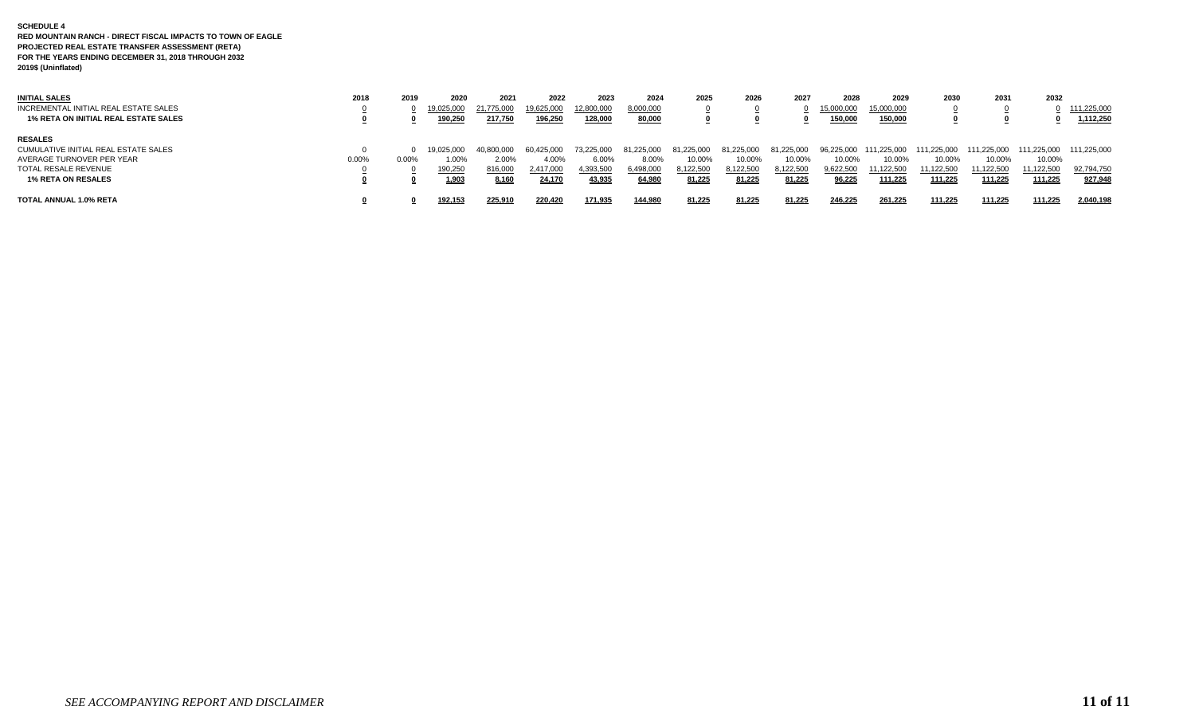**SCHEDULE 4**
**RED MOUNTAIN RANCH - DIRECT FISCAL IMPACTS TO TOWN OF EAGLE**
**PROJECTED REAL ESTATE TRANSFER ASSESSMENT (RETA)**
**FOR THE YEARS ENDING DECEMBER 31, 2018 THROUGH 2032**
**2019$ (Uninflated)**

| | 2018 | 2019 | 2020 | 2021 | 2022 | 2023 | 2024 | 2025 | 2026 | 2027 | 2028 | 2029 | 2030 | 2031 | 2032 | |
|---|---|---|---|---|---|---|---|---|---|---|---|---|---|---|---|---|
| **INITIAL SALES** | | | | | | | | | | | | | | | | |
| INCREMENTAL INITIAL REAL ESTATE SALES | 0 | 0 | 19,025,000 | 21,775,000 | 19,625,000 | 12,800,000 | 8,000,000 | 0 | 0 | 0 | 15,000,000 | 15,000,000 | 0 | 0 | 0 | 111,225,000 |
| **1% RETA ON INITIAL REAL ESTATE SALES** | **0** | **0** | **190,250** | **217,750** | **196,250** | **128,000** | **80,000** | **0** | **0** | **0** | **150,000** | **150,000** | **0** | **0** | **0** | **1,112,250** |
| **RESALES** | | | | | | | | | | | | | | | | |
| CUMULATIVE INITIAL REAL ESTATE SALES | 0 | 0 | 19,025,000 | 40,800,000 | 60,425,000 | 73,225,000 | 81,225,000 | 81,225,000 | 81,225,000 | 81,225,000 | 96,225,000 | 111,225,000 | 111,225,000 | 111,225,000 | 111,225,000 | 111,225,000 |
| AVERAGE TURNOVER PER YEAR | 0.00% | 0.00% | 1.00% | 2.00% | 4.00% | 6.00% | 8.00% | 10.00% | 10.00% | 10.00% | 10.00% | 10.00% | 10.00% | 10.00% | 10.00% | |
| TOTAL RESALE REVENUE | 0 | 0 | 190,250 | 816,000 | 2,417,000 | 4,393,500 | 6,498,000 | 8,122,500 | 8,122,500 | 8,122,500 | 9,622,500 | 11,122,500 | 11,122,500 | 11,122,500 | 11,122,500 | 92,794,750 |
| **1% RETA ON RESALES** | **0** | **0** | **1,903** | **8,160** | **24,170** | **43,935** | **64,980** | **81,225** | **81,225** | **81,225** | **96,225** | **111,225** | **111,225** | **111,225** | **111,225** | **927,948** |
| **TOTAL ANNUAL 1.0% RETA** | **0** | **0** | **192,153** | **225,910** | **220,420** | **171,935** | **144,980** | **81,225** | **81,225** | **81,225** | **246,225** | **261,225** | **111,225** | **111,225** | **111,225** | **2,040,198** |

*SEE ACCOMPANYING REPORT AND DISCLAIMER*